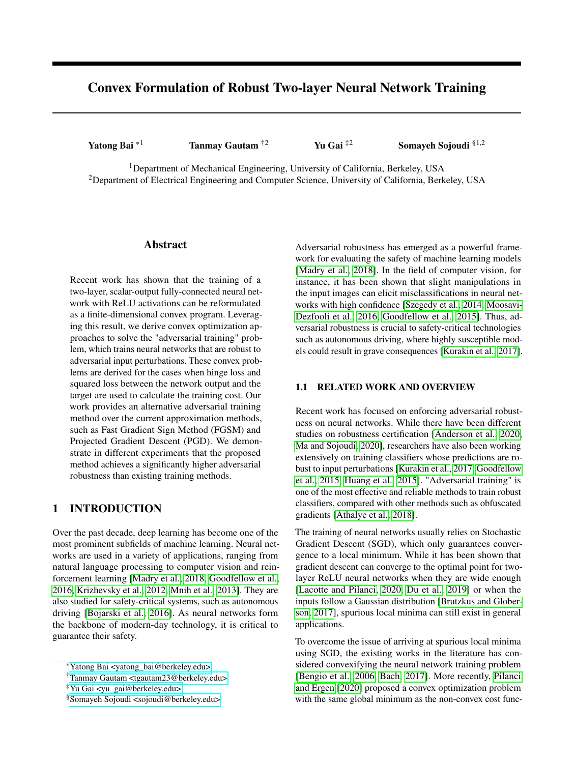# Convex Formulation of Robust Two-layer Neural Network Training

**Yatong Bai** [*1] **Tanmay Gautam** [†2] **Yu Gai** [‡2] **Somayeh Sojoudi** [§1,2]

[1]Department of Mechanical Engineering, University of California, Berkeley, USA
[2]Department of Electrical Engineering and Computer Science, University of California, Berkeley, USA

## Abstract

Recent work has shown that the training of a two-layer, scalar-output fully-connected neural network with ReLU activations can be reformulated as a finite-dimensional convex program. Leveraging this result, we derive convex optimization approaches to solve the "adversarial training" problem, which trains neural networks that are robust to adversarial input perturbations. These convex problems are derived for the cases when hinge loss and squared loss between the network output and the target are used to calculate the training cost. Our work provides an alternative adversarial training method over the current approximation methods, such as Fast Gradient Sign Method (FGSM) and Projected Gradient Descent (PGD). We demonstrate in different experiments that the proposed method achieves a significantly higher adversarial robustness than existing training methods.

## 1 INTRODUCTION

Over the past decade, deep learning has become one of the most prominent subfields of machine learning. Neural networks are used in a variety of applications, ranging from natural language processing to computer vision and reinforcement learning [Madry et al., 2018, Goodfellow et al., 2016, Krizhevsky et al., 2012, Mnih et al., 2013]. They are also studied for safety-critical systems, such as autonomous driving [Bojarski et al., 2016]. As neural networks form the backbone of modern-day technology, it is critical to guarantee their safety.

Adversarial robustness has emerged as a powerful framework for evaluating the safety of machine learning models [Madry et al., 2018]. In the field of computer vision, for instance, it has been shown that slight manipulations in the input images can elicit misclassifications in neural networks with high confidence [Szegedy et al., 2014, Moosavi-Dezfooli et al., 2016, Goodfellow et al., 2015]. Thus, adversarial robustness is crucial to safety-critical technologies such as autonomous driving, where highly susceptible models could result in grave consequences [Kurakin et al., 2017].

### 1.1 RELATED WORK AND OVERVIEW

Recent work has focused on enforcing adversarial robustness on neural networks. While there have been different studies on robustness certification [Anderson et al., 2020, Ma and Sojoudi, 2020], researchers have also been working extensively on training classifiers whose predictions are robust to input perturbations [Kurakin et al., 2017, Goodfellow et al., 2015, Huang et al., 2015]. "Adversarial training" is one of the most effective and reliable methods to train robust classifiers, compared with other methods such as obfuscated gradients [Athalye et al., 2018].

The training of neural networks usually relies on Stochastic Gradient Descent (SGD), which only guarantees convergence to a local minimum. While it has been shown that gradient descent can converge to the optimal point for two-layer ReLU neural networks when they are wide enough [Lacotte and Pilanci, 2020, Du et al., 2019] or when the inputs follow a Gaussian distribution [Brutzkus and Globerson, 2017], spurious local minima can still exist in general applications.

To overcome the issue of arriving at spurious local minima using SGD, the existing works in the literature has considered convexifying the neural network training problem [Bengio et al., 2006, Bach, 2017]. More recently, Pilanci and Ergen [2020] proposed a convex optimization problem with the same global minimum as the non-convex cost func-

---

[*]Yatong Bai <yatong_bai@berkeley.edu>
[†]Tanmay Gautam <tgautam23@berkeley.edu>
[‡]Yu Gai <yu_gai@berkeley.edu>
[§]Somayeh Sojoudi <sojoudi@berkeley.edu>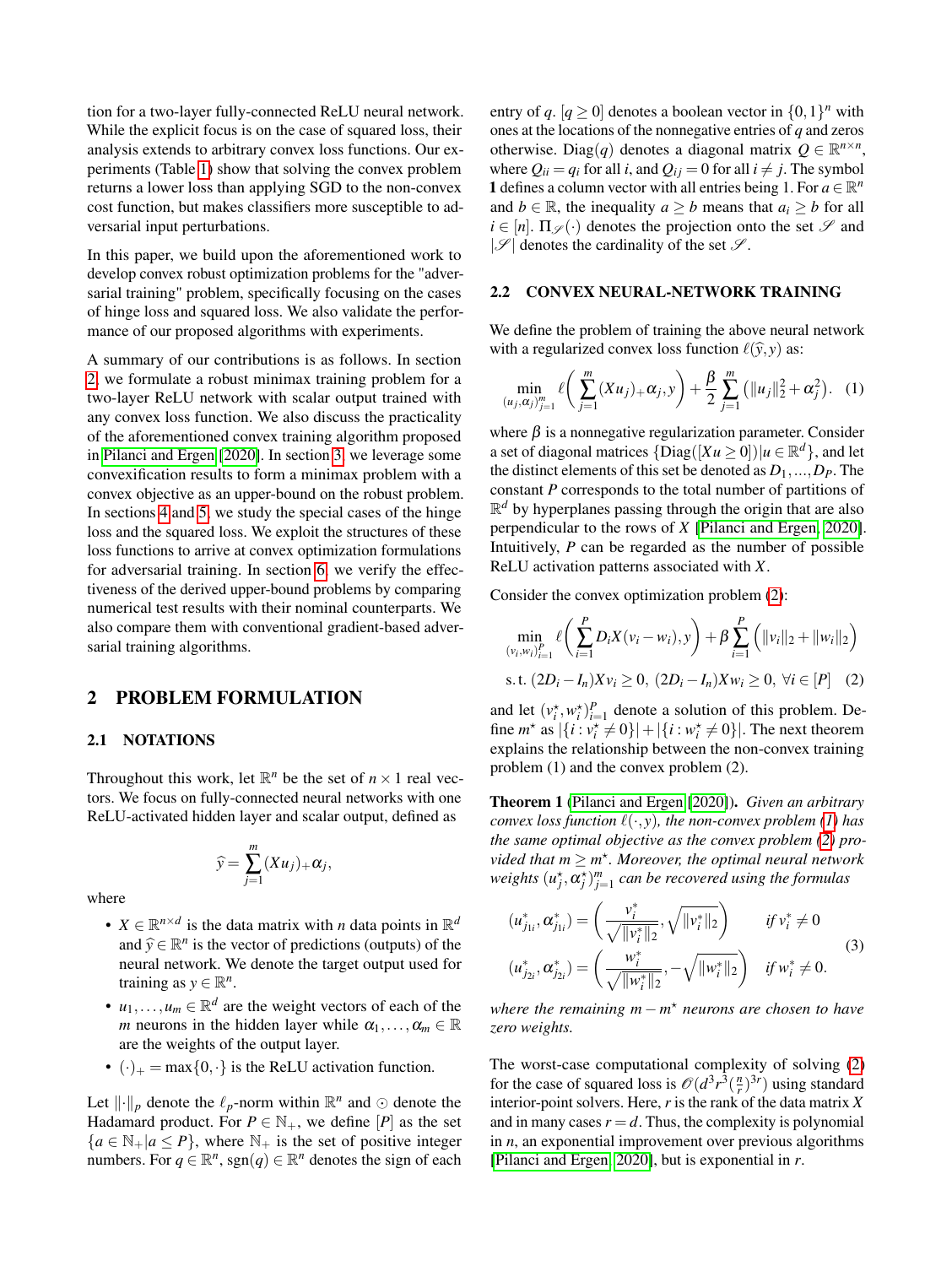tion for a two-layer fully-connected ReLU neural network. While the explicit focus is on the case of squared loss, their analysis extends to arbitrary convex loss functions. Our experiments (Table 1) show that solving the convex problem returns a lower loss than applying SGD to the non-convex cost function, but makes classifiers more susceptible to adversarial input perturbations.

In this paper, we build upon the aforementioned work to develop convex robust optimization problems for the "adversarial training" problem, specifically focusing on the cases of hinge loss and squared loss. We also validate the performance of our proposed algorithms with experiments.

A summary of our contributions is as follows. In section 2, we formulate a robust minimax training problem for a two-layer ReLU network with scalar output trained with any convex loss function. We also discuss the practicality of the aforementioned convex training algorithm proposed in Pilanci and Ergen [2020]. In section 3, we leverage some convexification results to form a minimax problem with a convex objective as an upper-bound on the robust problem. In sections 4 and 5, we study the special cases of the hinge loss and the squared loss. We exploit the structures of these loss functions to arrive at convex optimization formulations for adversarial training. In section 6, we verify the effectiveness of the derived upper-bound problems by comparing numerical test results with their nominal counterparts. We also compare them with conventional gradient-based adversarial training algorithms.

# 2 PROBLEM FORMULATION

## 2.1 NOTATIONS

Throughout this work, let $\mathbb{R}^n$ be the set of $n \times 1$ real vectors. We focus on fully-connected neural networks with one ReLU-activated hidden layer and scalar output, defined as

$$\widehat{y} = \sum_{j=1}^{m} (Xu_j)_+ \alpha_j,$$

where

- $X \in \mathbb{R}^{n \times d}$ is the data matrix with $n$ data points in $\mathbb{R}^d$ and $\widehat{y} \in \mathbb{R}^n$ is the vector of predictions (outputs) of the neural network. We denote the target output used for training as $y \in \mathbb{R}^n$.
- $u_1, \ldots, u_m \in \mathbb{R}^d$ are the weight vectors of each of the $m$ neurons in the hidden layer while $\alpha_1, \ldots, \alpha_m \in \mathbb{R}$ are the weights of the output layer.
- $(\cdot)_+ = \max\{0, \cdot\}$ is the ReLU activation function.

Let $\|\cdot\|_p$ denote the $\ell_p$-norm within $\mathbb{R}^n$ and $\odot$ denote the Hadamard product. For $P \in \mathbb{N}_+$, we define $[P]$ as the set $\{a \in \mathbb{N}_+ | a \leq P\}$, where $\mathbb{N}_+$ is the set of positive integer numbers. For $q \in \mathbb{R}^n$, $\text{sgn}(q) \in \mathbb{R}^n$ denotes the sign of each entry of $q$. $[q \geq 0]$ denotes a boolean vector in $\{0,1\}^n$ with ones at the locations of the nonnegative entries of $q$ and zeros otherwise. $\text{Diag}(q)$ denotes a diagonal matrix $Q \in \mathbb{R}^{n \times n}$, where $Q_{ii} = q_i$ for all $i$, and $Q_{ij} = 0$ for all $i \neq j$. The symbol $\mathbf{1}$ defines a column vector with all entries being 1. For $a \in \mathbb{R}^n$ and $b \in \mathbb{R}$, the inequality $a \geq b$ means that $a_i \geq b$ for all $i \in [n]$. $\Pi_{\mathscr{S}}(\cdot)$ denotes the projection onto the set $\mathscr{S}$ and $|\mathscr{S}|$ denotes the cardinality of the set $\mathscr{S}$.

## 2.2 CONVEX NEURAL-NETWORK TRAINING

We define the problem of training the above neural network with a regularized convex loss function $\ell(\widehat{y}, y)$ as:

$$\min_{(u_j,\alpha_j)_{j=1}^m} \ell\left( \sum_{j=1}^{m} (Xu_j)_+ \alpha_j, y \right) + \frac{\beta}{2} \sum_{j=1}^{m} \left( \|u_j\|_2^2 + \alpha_j^2 \right). \quad (1)$$

where $\beta$ is a nonnegative regularization parameter. Consider a set of diagonal matrices $\{\text{Diag}([Xu \geq 0]) | u \in \mathbb{R}^d\}$, and let the distinct elements of this set be denoted as $D_1, \ldots, D_P$. The constant $P$ corresponds to the total number of partitions of $\mathbb{R}^d$ by hyperplanes passing through the origin that are also perpendicular to the rows of $X$ [Pilanci and Ergen, 2020]. Intuitively, $P$ can be regarded as the number of possible ReLU activation patterns associated with $X$.

Consider the convex optimization problem (2):

$$\min_{(v_i,w_i)_{i=1}^P} \ell\left( \sum_{i=1}^{P} D_i X (v_i - w_i), y \right) + \beta \sum_{i=1}^{P} \left( \|v_i\|_2 + \|w_i\|_2 \right)$$
$$\text{s.t. } (2D_i - I_n) X v_i \geq 0,\ (2D_i - I_n) X w_i \geq 0,\ \forall i \in [P] \quad (2)$$

and let $(v_i^\star, w_i^\star)_{i=1}^P$ denote a solution of this problem. Define $m^\star$ as $|\{i : v_i^\star \neq 0\}| + |\{i : w_i^\star \neq 0\}|$. The next theorem explains the relationship between the non-convex training problem (1) and the convex problem (2).

**Theorem 1** (Pilanci and Ergen [2020]). *Given an arbitrary convex loss function $\ell(\cdot, y)$, the non-convex problem (1) has the same optimal objective as the convex problem (2) provided that $m \geq m^\star$. Moreover, the optimal neural network weights $(u_j^\star, \alpha_j^\star)_{j=1}^m$ can be recovered using the formulas*

$$\begin{aligned}
(u_{j_{1i}}^*, \alpha_{j_{1i}}^*) &= \left( \frac{v_i^*}{\sqrt{\|v_i^*\|_2}}, \sqrt{\|v_i^*\|_2} \right) \quad && \text{if } v_i^* \neq 0 \\
(u_{j_{2i}}^*, \alpha_{j_{2i}}^*) &= \left( \frac{w_i^*}{\sqrt{\|w_i^*\|_2}}, -\sqrt{\|w_i^*\|_2} \right) \quad && \text{if } w_i^* \neq 0.
\end{aligned} \quad (3)$$

*where the remaining $m - m^\star$ neurons are chosen to have zero weights.*

The worst-case computational complexity of solving (2) for the case of squared loss is $\mathscr{O}(d^3 r^3 (\frac{n}{r})^{3r})$ using standard interior-point solvers. Here, $r$ is the rank of the data matrix $X$ and in many cases $r = d$. Thus, the complexity is polynomial in $n$, an exponential improvement over previous algorithms [Pilanci and Ergen, 2020], but is exponential in $r$.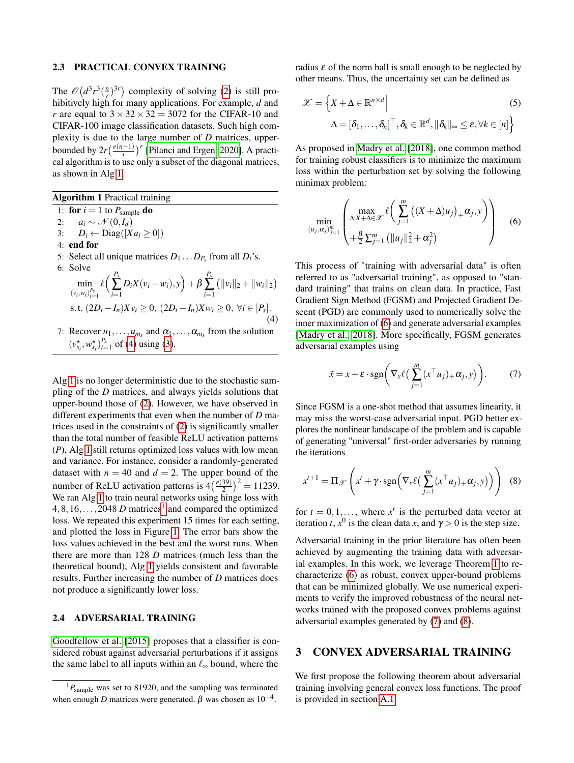### 2.3 PRACTICAL CONVEX TRAINING

The $\mathcal{O}\big(d^3 r^3 (\frac{n}{r})^{3r}\big)$ complexity of solving (2) is still prohibitively high for many applications. For example, $d$ and $r$ are equal to $3 \times 32 \times 32 = 3072$ for the CIFAR-10 and CIFAR-100 image classification datasets. Such high complexity is due to the large number of $D$ matrices, upper-bounded by $2r\big(\frac{e(n-1)}{r}\big)^r$ [Pilanci and Ergen, 2020]. A practical algorithm is to use only a subset of the diagonal matrices, as shown in Alg 1.

**Algorithm 1** Practical training

1: **for** $i = 1$ to $P_{\text{sample}}$ **do**
2: $\quad a_i \sim \mathcal{N}(0, I_d)$
3: $\quad D_i \leftarrow \text{Diag}([Xa_i \geq 0])$
4: **end for**
5: Select all unique matrices $D_1 \dots D_{P_s}$ from all $D_i$'s.
6: Solve

$$\min_{(v_i,w_i)_{i=1}^{P_s}} \ell\Big(\sum_{i=1}^{P_s} D_i X(v_i - w_i), y\Big) + \beta \sum_{i=1}^{P_s} \big(\|v_i\|_2 + \|w_i\|_2\big)$$
$$\text{s.t. } (2D_i - I_n)Xv_i \geq 0,\ (2D_i - I_n)Xw_i \geq 0,\ \forall i \in [P_s]. \tag{4}$$

7: Recover $u_1, \dots, u_{m_s}$ and $\alpha_1, \dots, \alpha_{m_s}$ from the solution $(v^\star_{s_i}, w^\star_{s_i})_{i=1}^{P_s}$ of (4) using (3).

Alg 1 is no longer deterministic due to the stochastic sampling of the $D$ matrices, and always yields solutions that upper-bound those of (2). However, we have observed in different experiments that even when the number of $D$ matrices used in the constraints of (2) is significantly smaller than the total number of feasible ReLU activation patterns ($P$), Alg 1 still returns optimized loss values with low mean and variance. For instance, consider a randomly-generated dataset with $n = 40$ and $d = 2$. The upper bound of the number of ReLU activation patterns is $4\big(\frac{e(39)}{2}\big)^2 = 11239$. We ran Alg 1 to train neural networks using hinge loss with $4, 8, 16, \dots, 2048$ $D$ matrices[1] and compared the optimized loss. We repeated this experiment 15 times for each setting, and plotted the loss in Figure 1. The error bars show the loss values achieved in the best and the worst runs. When there are more than 128 $D$ matrices (much less than the theoretical bound), Alg 1 yields consistent and favorable results. Further increasing the number of $D$ matrices does not produce a significantly lower loss.

### 2.4 ADVERSARIAL TRAINING

Goodfellow et al. [2015] proposes that a classifier is considered robust against adversarial perturbations if it assigns the same label to all inputs within an $\ell_\infty$ bound, where the radius $\varepsilon$ of the norm ball is small enough to be neglected by other means. Thus, the uncertainty set can be defined as

$$\mathcal{X} = \Big\{X + \Delta \in \mathbb{R}^{n \times d} \Big| \tag{5}$$
$$\Delta = [\delta_1, \dots, \delta_n]^\top, \delta_k \in \mathbb{R}^d, \|\delta_k\|_\infty \leq \varepsilon, \forall k \in [n]\Big\}$$

As proposed in Madry et al. [2018], one common method for training robust classifiers is to minimize the maximum loss within the perturbation set by solving the following minimax problem:

$$\min_{(u_j,\alpha_j)_{j=1}^m} \left( \begin{array}{l} \max\limits_{\Delta: X+\Delta \in \mathcal{X}} \ell\Big(\sum_{j=1}^m \big((X+\Delta)u_j\big)_+ \alpha_j, y\Big) \\ + \frac{\beta}{2} \sum_{j=1}^m \big(\|u_j\|_2^2 + \alpha_j^2\big) \end{array} \right) \tag{6}$$

This process of "training with adversarial data" is often referred to as "adversarial training", as opposed to "standard training" that trains on clean data. In practice, Fast Gradient Sign Method (FGSM) and Projected Gradient Descent (PGD) are commonly used to numerically solve the inner maximization of (6) and generate adversarial examples [Madry et al., 2018]. More specifically, FGSM generates adversarial examples using

$$\tilde{x} = x + \varepsilon \cdot \text{sgn}\Big(\nabla_x \ell\big(\sum_{j=1}^m (x^\top u_j)_+ \alpha_j, y\big)\Big). \tag{7}$$

Since FGSM is a one-shot method that assumes linearity, it may miss the worst-case adversarial input. PGD better explores the nonlinear landscape of the problem and is capable of generating "universal" first-order adversaries by running the iterations

$$x^{t+1} = \Pi_{\mathcal{X}}\left(x^t + \gamma \cdot \text{sgn}\Big(\nabla_x \ell\big(\sum_{j=1}^m (x^\top u_j)_+ \alpha_j, y\big)\Big)\right) \tag{8}$$

for $t = 0, 1, \dots$, where $x^t$ is the perturbed data vector at iteration $t$, $x^0$ is the clean data $x$, and $\gamma > 0$ is the step size.

Adversarial training in the prior literature has often been achieved by augmenting the training data with adversarial examples. In this work, we leverage Theorem 1 to recharacterize (6) as robust, convex upper-bound problems that can be minimized globally. We use numerical experiments to verify the improved robustness of the neural networks trained with the proposed convex problems against adversarial examples generated by (7) and (8).

## 3 CONVEX ADVERSARIAL TRAINING

We first propose the following theorem about adversarial training involving general convex loss functions. The proof is provided in section A.1.

[1] $P_{\text{sample}}$ was set to 81920, and the sampling was terminated when enough $D$ matrices were generated. $\beta$ was chosen as $10^{-4}$.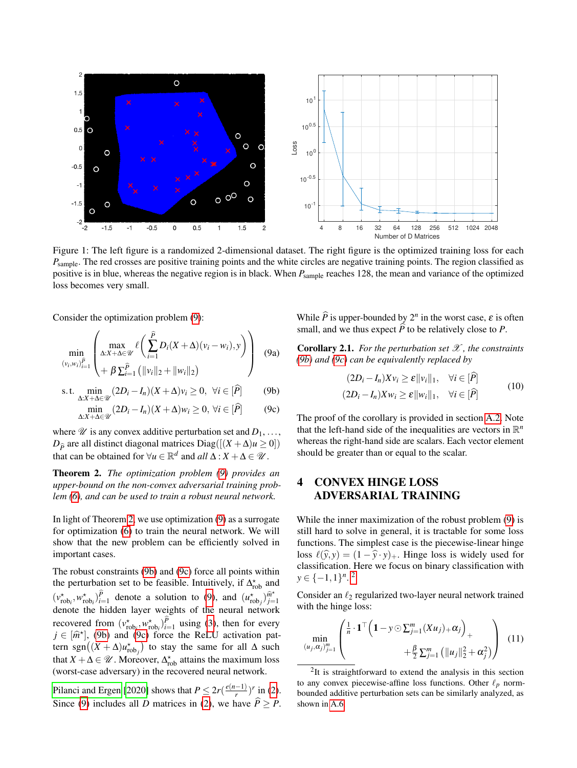Figure 1: The left figure is a randomized 2-dimensional dataset. The right figure is the optimized training loss for each $P_{\text{sample}}$. The red crosses are positive training points and the white circles are negative training points. The region classified as positive is in blue, whereas the negative region is in black. When $P_{\text{sample}}$ reaches 128, the mean and variance of the optimized loss becomes very small.

Consider the optimization problem (9):

$$\min_{(v_i,w_i)_{i=1}^{\widehat{P}}} \left( \max_{\Delta: X+\Delta\in\mathscr{U}} \ell\left(\sum_{i=1}^{\widehat{P}} D_i(X+\Delta)(v_i - w_i), y\right) + \beta \sum_{i=1}^{\widehat{P}} \left(\|v_i\|_2 + \|w_i\|_2\right) \right) \tag{9a}$$

$$\text{s.t.} \min_{\Delta: X+\Delta\in\mathscr{U}} (2D_i - I_n)(X+\Delta)v_i \geq 0, \ \forall i \in [\widehat{P}] \tag{9b}$$

$$\min_{\Delta: X+\Delta\in\mathscr{U}} (2D_i - I_n)(X+\Delta)w_i \geq 0, \ \forall i \in [\widehat{P}] \tag{9c}$$

where $\mathscr{U}$ is any convex additive perturbation set and $D_1, \dots, D_{\widehat{P}}$ are all distinct diagonal matrices $\text{Diag}([(X+\Delta)u \geq 0])$ that can be obtained for $\forall u \in \mathbb{R}^d$ and *all* $\Delta : X+\Delta \in \mathscr{U}$.

**Theorem 2.** *The optimization problem (9) provides an upper-bound on the non-convex adversarial training problem (6), and can be used to train a robust neural network.*

In light of Theorem 2, we use optimization (9) as a surrogate for optimization (6) to train the neural network. We will show that the new problem can be efficiently solved in important cases.

The robust constraints (9b) and (9c) force all points within the perturbation set to be feasible. Intuitively, if $\Delta^\star_{\text{rob}}$ and $(v^\star_{\text{rob}_i}, w^\star_{\text{rob}_i})_{i=1}^{\widehat{P}}$ denote a solution to (9), and $(u^\star_{\text{rob}_j})_{j=1}^{\widehat{m}^\star}$ denote the hidden layer weights of the neural network recovered from $(v^\star_{\text{rob}_i}, w^\star_{\text{rob}_i})_{i=1}^{\widehat{P}}$ using (3), then for every $j \in [\widehat{m}^\star]$, (9b) and (9c) force the ReLU activation pattern $\text{sgn}\big((X+\Delta)u^\star_{\text{rob}_j}\big)$ to stay the same for all $\Delta$ such that $X+\Delta \in \mathscr{U}$. Moreover, $\Delta^\star_{\text{rob}}$ attains the maximum loss (worst-case adversary) in the recovered neural network.

Pilanci and Ergen [2020] shows that $P \leq 2r\left(\frac{e(n-1)}{r}\right)^r$ in (2). Since (9) includes all $D$ matrices in (2), we have $\widehat{P} \geq P$. While $\widehat{P}$ is upper-bounded by $2^n$ in the worst case, $\varepsilon$ is often small, and we thus expect $\widehat{P}$ to be relatively close to $P$.

**Corollary 2.1.** *For the perturbation set $\mathscr{X}$, the constraints (9b) and (9c) can be equivalently replaced by*

$$\begin{aligned} (2D_i - I_n)Xv_i &\geq \varepsilon\|v_i\|_1, \quad \forall i \in [\widehat{P}] \\ (2D_i - I_n)Xw_i &\geq \varepsilon\|w_i\|_1, \quad \forall i \in [\widehat{P}] \end{aligned} \tag{10}$$

The proof of the corollary is provided in section A.2. Note that the left-hand side of the inequalities are vectors in $\mathbb{R}^n$ whereas the right-hand side are scalars. Each vector element should be greater than or equal to the scalar.

## 4 CONVEX HINGE LOSS ADVERSARIAL TRAINING

While the inner maximization of the robust problem (9) is still hard to solve in general, it is tractable for some loss functions. The simplest case is the piecewise-linear hinge loss $\ell(\hat{y}, y) = (1 - \hat{y} \cdot y)_+$. Hinge loss is widely used for classification. Here we focus on binary classification with $y \in \{-1, 1\}^n$.[2]

Consider an $\ell_2$ regularized two-layer neural network trained with the hinge loss:

$$\min_{(u_j,\alpha_j)_{j=1}^m} \left( \frac{1}{n} \cdot \mathbf{1}^\top \left(\mathbf{1} - y \odot \sum_{j=1}^m (Xu_j)_+ \alpha_j\right)_+ + \frac{\beta}{2} \sum_{j=1}^m \left(\|u_j\|_2^2 + \alpha_j^2\right) \right) \tag{11}$$

[2] It is straightforward to extend the analysis in this section to any convex piecewise-affine loss functions. Other $\ell_p$ norm-bounded additive perturbation sets can be similarly analyzed, as shown in A.6.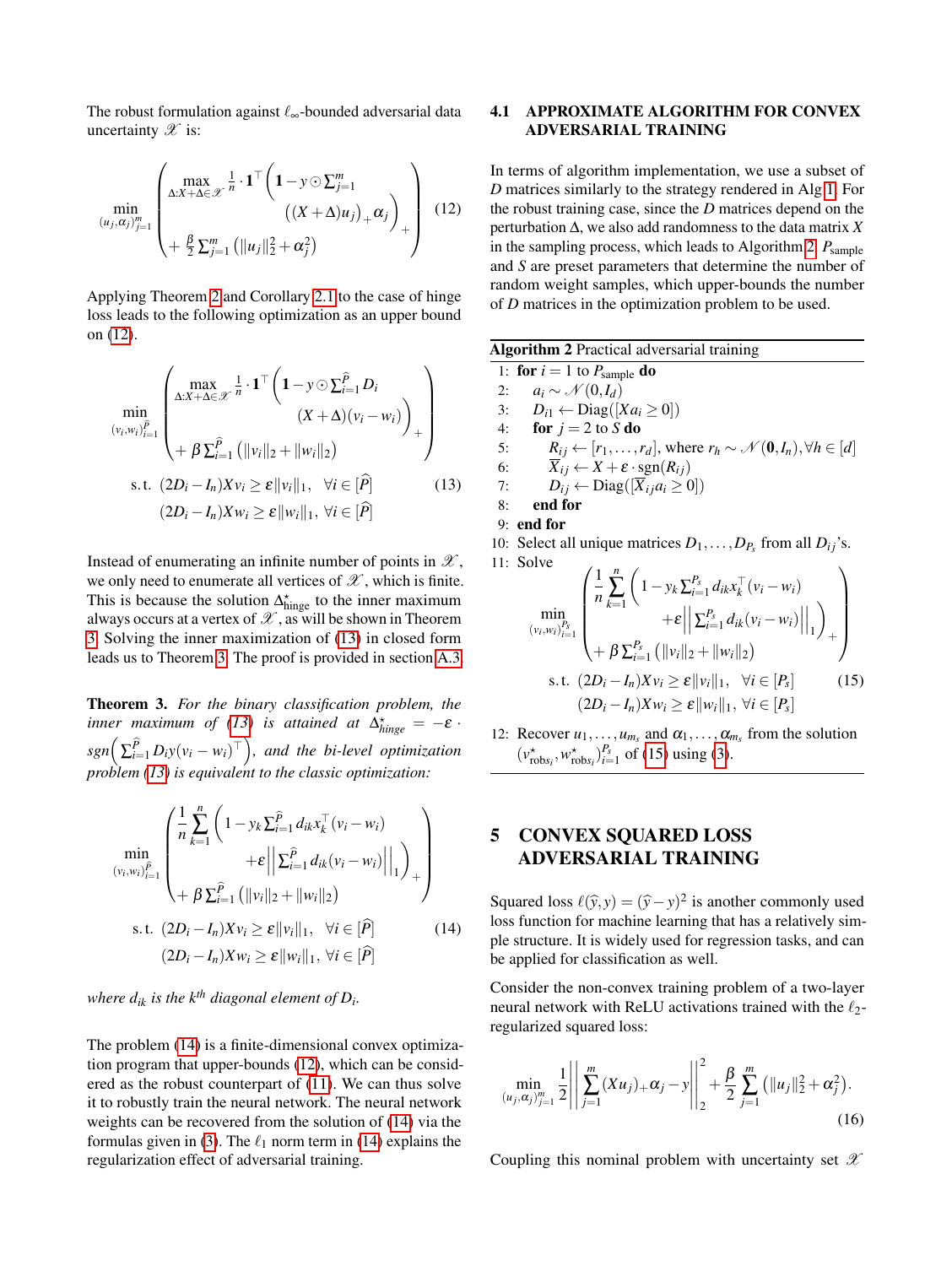The robust formulation against $\ell_\infty$-bounded adversarial data uncertainty $\mathscr{X}$ is:

$$\min_{(u_j,\alpha_j)_{j=1}^m} \left( \begin{array}{l} \max\limits_{\Delta:X+\Delta\in\mathscr{X}} \frac{1}{n}\cdot \mathbf{1}^\top \Bigg( \mathbf{1} - y\odot \sum_{j=1}^m \\ \qquad\qquad ((X+\Delta)u_j)_+\alpha_j \Bigg)_+ \\ + \frac{\beta}{2}\sum_{j=1}^m \left(\|u_j\|_2^2 + \alpha_j^2\right) \end{array} \right) \tag{12}$$

Applying Theorem 2 and Corollary 2.1 to the case of hinge loss leads to the following optimization as an upper bound on (12).

$$\begin{aligned} \min_{(v_i,w_i)_{i=1}^{\widehat{P}}} & \left( \begin{array}{l} \max\limits_{\Delta:X+\Delta\in\mathscr{X}} \frac{1}{n}\cdot \mathbf{1}^\top \Bigg( \mathbf{1} - y\odot \sum_{i=1}^{\widehat{P}} D_i \\ \qquad\qquad (X+\Delta)(v_i-w_i) \Bigg)_+ \\ + \beta\sum_{i=1}^{\widehat{P}} \left(\|v_i\|_2 + \|w_i\|_2\right) \end{array} \right) \\ \text{s.t. } & (2D_i - I_n)Xv_i \geq \varepsilon\|v_i\|_1, \ \ \forall i\in[\widehat{P}] \\ & (2D_i - I_n)Xw_i \geq \varepsilon\|w_i\|_1, \ \forall i\in[\widehat{P}] \end{aligned} \tag{13}$$

Instead of enumerating an infinite number of points in $\mathscr{X}$, we only need to enumerate all vertices of $\mathscr{X}$, which is finite. This is because the solution $\Delta^\star_{\text{hinge}}$ to the inner maximum always occurs at a vertex of $\mathscr{X}$, as will be shown in Theorem 3. Solving the inner maximization of (13) in closed form leads us to Theorem 3. The proof is provided in section A.3.

**Theorem 3.** *For the binary classification problem, the inner maximum of (13) is attained at* $\Delta^\star_{hinge} = -\varepsilon\cdot sgn\Big(\sum_{i=1}^{\widehat{P}} D_i y (v_i - w_i)^\top\Big)$*, and the bi-level optimization problem (13) is equivalent to the classic optimization:*

$$\begin{aligned} \min_{(v_i,w_i)_{i=1}^{\widehat{P}}} & \left( \begin{array}{l} \frac{1}{n}\sum\limits_{k=1}^{n} \Bigg( 1 - y_k \sum_{i=1}^{\widehat{P}} d_{ik} x_k^\top (v_i - w_i) \\ \qquad\qquad + \varepsilon \Big\| \sum_{i=1}^{\widehat{P}} d_{ik}(v_i - w_i) \Big\|_1 \Bigg)_+ \\ + \beta\sum_{i=1}^{\widehat{P}} \left(\|v_i\|_2 + \|w_i\|_2\right) \end{array} \right) \\ \text{s.t. } & (2D_i - I_n)Xv_i \geq \varepsilon\|v_i\|_1, \ \ \forall i\in[\widehat{P}] \\ & (2D_i - I_n)Xw_i \geq \varepsilon\|w_i\|_1, \ \forall i\in[\widehat{P}] \end{aligned} \tag{14}$$

*where $d_{ik}$ is the $k^{th}$ diagonal element of $D_i$.*

The problem (14) is a finite-dimensional convex optimization program that upper-bounds (12), which can be considered as the robust counterpart of (11). We can thus solve it to robustly train the neural network. The neural network weights can be recovered from the solution of (14) via the formulas given in (3). The $\ell_1$ norm term in (14) explains the regularization effect of adversarial training.

### 4.1 APPROXIMATE ALGORITHM FOR CONVEX ADVERSARIAL TRAINING

In terms of algorithm implementation, we use a subset of $D$ matrices similarly to the strategy rendered in Alg 1. For the robust training case, since the $D$ matrices depend on the perturbation $\Delta$, we also add randomness to the data matrix $X$ in the sampling process, which leads to Algorithm 2. $P_{\text{sample}}$ and $S$ are preset parameters that determine the number of random weight samples, which upper-bounds the number of $D$ matrices in the optimization problem to be used.

**Algorithm 2** Practical adversarial training

1: **for** $i = 1$ to $P_{\text{sample}}$ **do**
2: $\quad a_i \sim \mathcal{N}(0, I_d)$
3: $\quad D_{i1} \leftarrow \text{Diag}([Xa_i \geq 0])$
4: $\quad$ **for** $j = 2$ to $S$ **do**
5: $\quad\quad R_{ij} \leftarrow [r_1, \ldots, r_d]$, where $r_h \sim \mathcal{N}(\mathbf{0}, I_n), \forall h\in[d]$
6: $\quad\quad \overline{X}_{ij} \leftarrow X + \varepsilon\cdot\text{sgn}(R_{ij})$
7: $\quad\quad D_{ij} \leftarrow \text{Diag}([\overline{X}_{ij}a_i \geq 0])$
8: $\quad$ **end for**
9: **end for**
10: Select all unique matrices $D_1, \ldots, D_{P_s}$ from all $D_{ij}$'s.
11: Solve

$$\begin{aligned} \min_{(v_i,w_i)_{i=1}^{P_s}} & \left( \begin{array}{l} \frac{1}{n}\sum\limits_{k=1}^{n} \Bigg( 1 - y_k \sum_{i=1}^{P_s} d_{ik} x_k^\top (v_i - w_i) \\ \qquad\qquad + \varepsilon \Big\| \sum_{i=1}^{P_s} d_{ik}(v_i - w_i) \Big\|_1 \Bigg)_+ \\ + \beta\sum_{i=1}^{P_s} \left(\|v_i\|_2 + \|w_i\|_2\right) \end{array} \right) \\ \text{s.t. } & (2D_i - I_n)Xv_i \geq \varepsilon\|v_i\|_1, \ \ \forall i\in[P_s] \\ & (2D_i - I_n)Xw_i \geq \varepsilon\|w_i\|_1, \ \forall i\in[P_s] \end{aligned} \tag{15}$$

12: Recover $u_1, \ldots, u_{m_s}$ and $\alpha_1, \ldots, \alpha_{m_s}$ from the solution $(v^\star_{\text{robs}_i}, w^\star_{\text{robs}_i})_{i=1}^{P_s}$ of (15) using (3).

## 5 CONVEX SQUARED LOSS ADVERSARIAL TRAINING

Squared loss $\ell(\widehat{y}, y) = (\widehat{y} - y)^2$ is another commonly used loss function for machine learning that has a relatively simple structure. It is widely used for regression tasks, and can be applied for classification as well.

Consider the non-convex training problem of a two-layer neural network with ReLU activations trained with the $\ell_2$-regularized squared loss:

$$\min_{(u_j,\alpha_j)_{j=1}^m} \frac{1}{2}\left\| \sum_{j=1}^{m} (Xu_j)_+\alpha_j - y \right\|_2^2 + \frac{\beta}{2}\sum_{j=1}^{m}\left(\|u_j\|_2^2 + \alpha_j^2\right). \tag{16}$$

Coupling this nominal problem with uncertainty set $\mathscr{X}$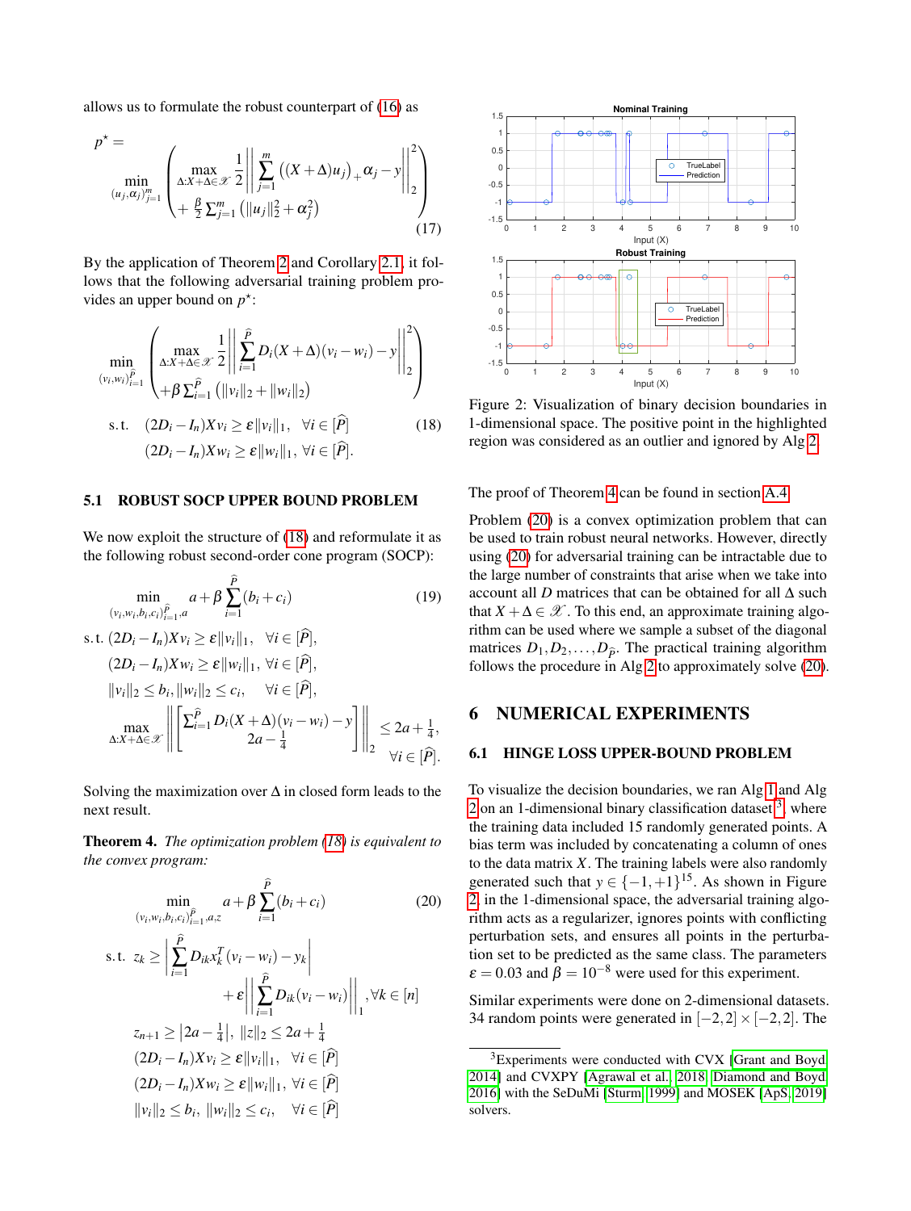allows us to formulate the robust counterpart of (16) as

$$p^\star = \min_{(u_j,\alpha_j)_{j=1}^m} \left( \begin{array}{l} \max_{\Delta: X+\Delta\in\mathscr{X}} \frac{1}{2} \left\| \sum_{j=1}^m \left((X+\Delta)u_j\right)_+ \alpha_j - y \right\|_2^2 \\ + \frac{\beta}{2}\sum_{j=1}^m \left(\|u_j\|_2^2 + \alpha_j^2\right) \end{array} \right) \tag{17}$$

By the application of Theorem 2 and Corollary 2.1, it follows that the following adversarial training problem provides an upper bound on $p^\star$:

$$\begin{aligned} \min_{(v_i,w_i)_{i=1}^{\hat{P}}} & \left( \begin{array}{l} \max_{\Delta: X+\Delta\in\mathscr{X}} \frac{1}{2} \left\| \sum_{i=1}^{\hat{P}} D_i (X+\Delta)(v_i - w_i) - y \right\|_2^2 \\ + \beta \sum_{i=1}^{\hat{P}} \left(\|v_i\|_2 + \|w_i\|_2\right) \end{array} \right) \\ \text{s.t.} \quad & (2D_i - I_n)Xv_i \geq \varepsilon \|v_i\|_1, \quad \forall i \in [\hat{P}] \\ & (2D_i - I_n)Xw_i \geq \varepsilon \|w_i\|_1, \ \forall i \in [\hat{P}]. \end{aligned} \tag{18}$$

## 5.1 ROBUST SOCP UPPER BOUND PROBLEM

We now exploit the structure of (18) and reformulate it as the following robust second-order cone program (SOCP):

$$\begin{aligned} \min_{(v_i,w_i,b_i,c_i)_{i=1}^{\hat{P}},a} \quad & a + \beta \sum_{i=1}^{\hat{P}} (b_i + c_i) \\ \text{s.t.} \quad & (2D_i - I_n)Xv_i \geq \varepsilon \|v_i\|_1, \quad \forall i \in [\hat{P}], \\ & (2D_i - I_n)Xw_i \geq \varepsilon \|w_i\|_1, \ \forall i \in [\hat{P}], \\ & \|v_i\|_2 \leq b_i, \|w_i\|_2 \leq c_i, \quad \forall i \in [\hat{P}], \\ & \max_{\Delta: X+\Delta\in\mathscr{X}} \left\| \begin{bmatrix} \sum_{i=1}^{\hat{P}} D_i (X+\Delta)(v_i - w_i) - y \\ 2a - \frac{1}{4} \end{bmatrix} \right\|_2 \leq 2a + \frac{1}{4}, \\ & \qquad \forall i \in [\hat{P}]. \end{aligned} \tag{19}$$

Solving the maximization over $\Delta$ in closed form leads to the next result.

**Theorem 4.** *The optimization problem (18) is equivalent to the convex program:*

$$\begin{aligned} \min_{(v_i,w_i,b_i,c_i)_{i=1}^{\hat{P}},a,z} \quad & a + \beta \sum_{i=1}^{\hat{P}} (b_i + c_i) \\ \text{s.t.} \quad & z_k \geq \left| \sum_{i=1}^{\hat{P}} D_{ik} x_k^T (v_i - w_i) - y_k \right| \\ & \qquad + \varepsilon \left\| \sum_{i=1}^{\hat{P}} D_{ik}(v_i - w_i) \right\|_1, \forall k \in [n] \\ & z_{n+1} \geq \left| 2a - \tfrac{1}{4} \right|, \ \|z\|_2 \leq 2a + \tfrac{1}{4} \\ & (2D_i - I_n)Xv_i \geq \varepsilon \|v_i\|_1, \quad \forall i \in [\hat{P}] \\ & (2D_i - I_n)Xw_i \geq \varepsilon \|w_i\|_1, \ \forall i \in [\hat{P}] \\ & \|v_i\|_2 \leq b_i, \ \|w_i\|_2 \leq c_i, \quad \forall i \in [\hat{P}] \end{aligned} \tag{20}$$

Figure 2: Visualization of binary decision boundaries in 1-dimensional space. The positive point in the highlighted region was considered as an outlier and ignored by Alg 2.

The proof of Theorem 4 can be found in section A.4.

Problem (20) is a convex optimization problem that can be used to train robust neural networks. However, directly using (20) for adversarial training can be intractable due to the large number of constraints that arise when we take into account all $D$ matrices that can be obtained for all $\Delta$ such that $X + \Delta \in \mathscr{X}$. To this end, an approximate training algorithm can be used where we sample a subset of the diagonal matrices $D_1, D_2, \ldots, D_{\hat{P}}$. The practical training algorithm follows the procedure in Alg 2 to approximately solve (20).

# 6 NUMERICAL EXPERIMENTS

## 6.1 HINGE LOSS UPPER-BOUND PROBLEM

To visualize the decision boundaries, we ran Alg 1 and Alg 2 on an 1-dimensional binary classification dataset[3], where the training data included 15 randomly generated points. A bias term was included by concatenating a column of ones to the data matrix $X$. The training labels were also randomly generated such that $y \in \{-1,+1\}^{15}$. As shown in Figure 2, in the 1-dimensional space, the adversarial training algorithm acts as a regularizer, ignores points with conflicting perturbation sets, and ensures all points in the perturbation set to be predicted as the same class. The parameters $\varepsilon = 0.03$ and $\beta = 10^{-8}$ were used for this experiment.

Similar experiments were done on 2-dimensional datasets. 34 random points were generated in $[-2,2] \times [-2,2]$. The

[3] Experiments were conducted with CVX [Grant and Boyd, 2014] and CVXPY [Agrawal et al., 2018, Diamond and Boyd, 2016] with the SeDuMi [Sturm, 1999] and MOSEK [ApS, 2019] solvers.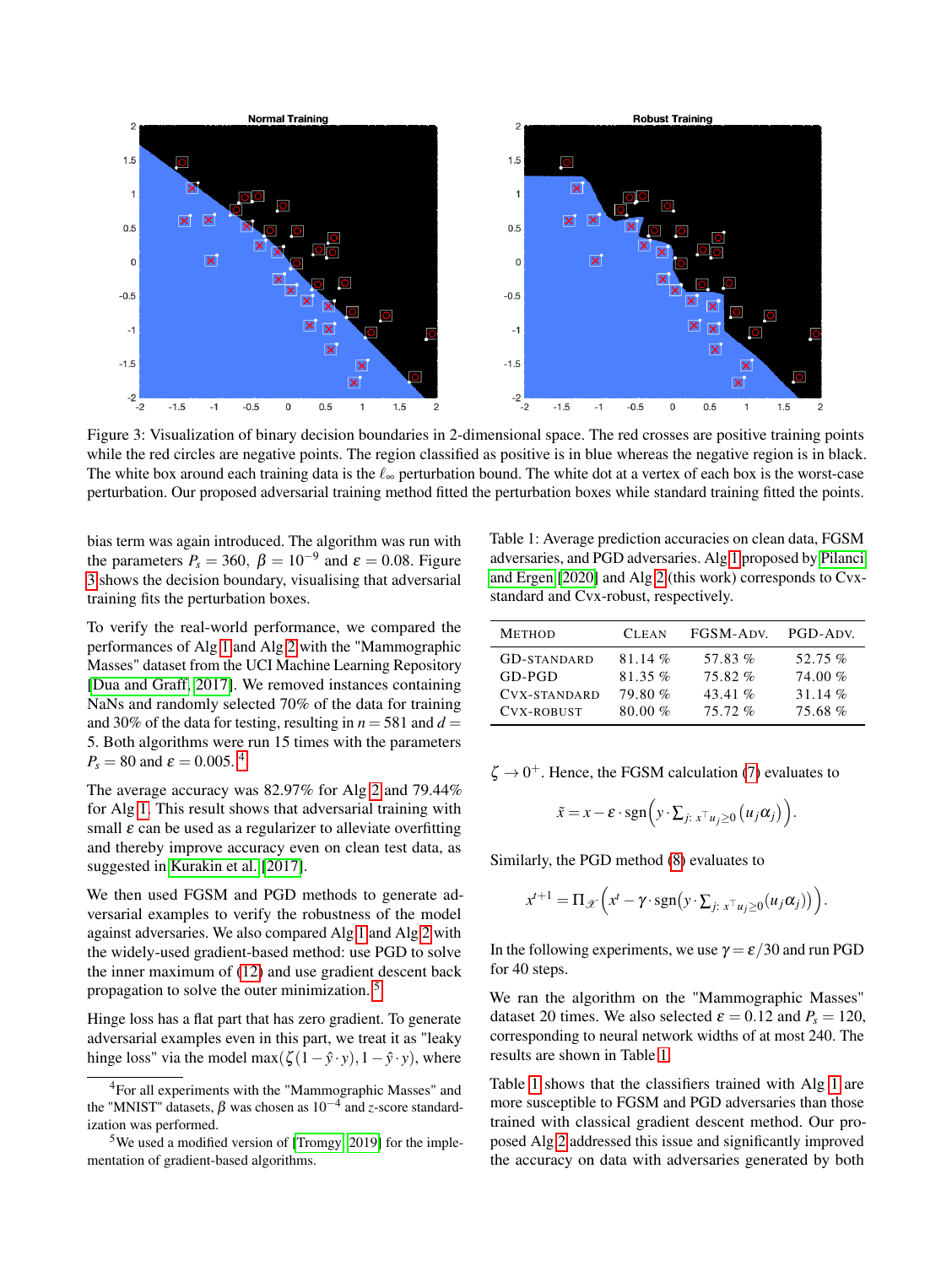Figure 3: Visualization of binary decision boundaries in 2-dimensional space. The red crosses are positive training points while the red circles are negative points. The region classified as positive is in blue whereas the negative region is in black. The white box around each training data is the $\ell_\infty$ perturbation bound. The white dot at a vertex of each box is the worst-case perturbation. Our proposed adversarial training method fitted the perturbation boxes while standard training fitted the points.

bias term was again introduced. The algorithm was run with the parameters $P_s = 360$, $\beta = 10^{-9}$ and $\varepsilon = 0.08$. Figure 3 shows the decision boundary, visualising that adversarial training fits the perturbation boxes.

To verify the real-world performance, we compared the performances of Alg 1 and Alg 2 with the "Mammographic Masses" dataset from the UCI Machine Learning Repository [Dua and Graff, 2017]. We removed instances containing NaNs and randomly selected 70% of the data for training and 30% of the data for testing, resulting in $n = 581$ and $d = 5$. Both algorithms were run 15 times with the parameters $P_s = 80$ and $\varepsilon = 0.005$.[4]

The average accuracy was 82.97% for Alg 2 and 79.44% for Alg 1. This result shows that adversarial training with small $\varepsilon$ can be used as a regularizer to alleviate overfitting and thereby improve accuracy even on clean test data, as suggested in Kurakin et al. [2017].

We then used FGSM and PGD methods to generate adversarial examples to verify the robustness of the model against adversaries. We also compared Alg 1 and Alg 2 with the widely-used gradient-based method: use PGD to solve the inner maximum of (12) and use gradient descent back propagation to solve the outer minimization.[5]

Hinge loss has a flat part that has zero gradient. To generate adversarial examples even in this part, we treat it as "leaky hinge loss" via the model $\max(\zeta(1 - \hat{y} \cdot y), 1 - \hat{y} \cdot y)$, where $\zeta \to 0^+$. Hence, the FGSM calculation (7) evaluates to

$$\tilde{x} = x - \varepsilon \cdot \mathrm{sgn}\Big(y \cdot \textstyle\sum_{j:\, x^\top u_j \geq 0} \big(u_j \alpha_j\big)\Big).$$

Similarly, the PGD method (8) evaluates to

$$x^{t+1} = \Pi_{\mathscr{X}}\Big(x^t - \gamma \cdot \mathrm{sgn}\big(y \cdot \textstyle\sum_{j:\, x^\top u_j \geq 0} (u_j \alpha_j)\big)\Big).$$

In the following experiments, we use $\gamma = \varepsilon/30$ and run PGD for 40 steps.

We ran the algorithm on the "Mammographic Masses" dataset 20 times. We also selected $\varepsilon = 0.12$ and $P_s = 120$, corresponding to neural network widths of at most 240. The results are shown in Table 1.

Table 1: Average prediction accuracies on clean data, FGSM adversaries, and PGD adversaries. Alg 1 proposed by Pilanci and Ergen [2020] and Alg 2 (this work) corresponds to Cvx-standard and Cvx-robust, respectively.

| Method | Clean | FGSM-Adv. | PGD-Adv. |
|---|---|---|---|
| GD-standard | 81.14 % | 57.83 % | 52.75 % |
| GD-PGD | 81.35 % | 75.82 % | 74.00 % |
| Cvx-standard | 79.80 % | 43.41 % | 31.14 % |
| Cvx-robust | 80.00 % | 75.72 % | 75.68 % |

Table 1 shows that the classifiers trained with Alg 1 are more susceptible to FGSM and PGD adversaries than those trained with classical gradient descent method. Our proposed Alg 2 addressed this issue and significantly improved the accuracy on data with adversaries generated by both

[4] For all experiments with the "Mammographic Masses" and the "MNIST" datasets, $\beta$ was chosen as $10^{-4}$ and $z$-score standardization was performed.

[5] We used a modified version of [Tromgy, 2019] for the implementation of gradient-based algorithms.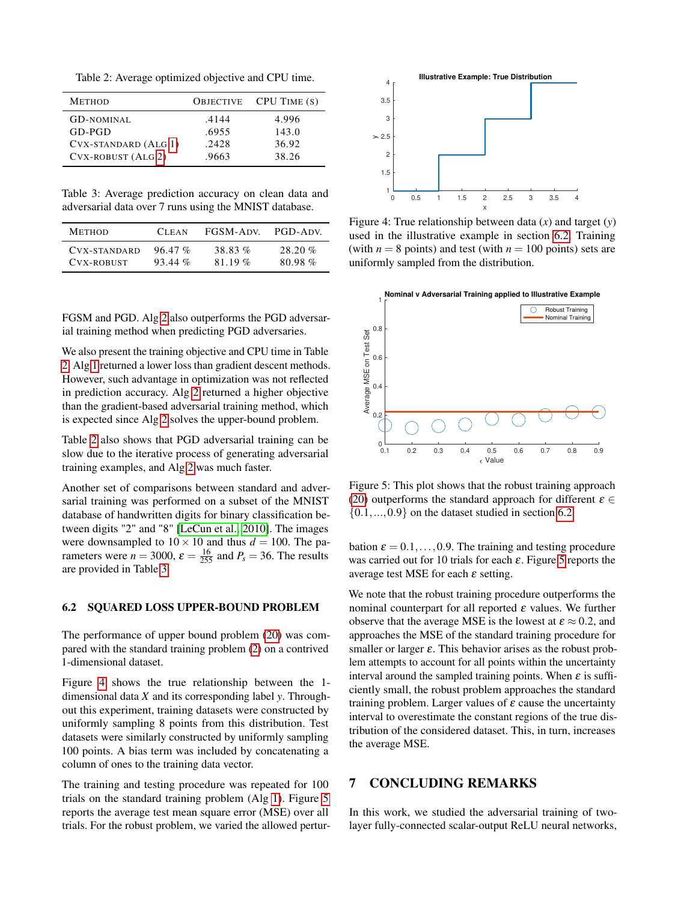Table 2: Average optimized objective and CPU time.

| Method | Objective | CPU Time (s) |
|---|---|---|
| GD-nominal | .4144 | 4.996 |
| GD-PGD | .6955 | 143.0 |
| Cvx-standard (Alg 1) | .2428 | 36.92 |
| Cvx-robust (Alg 2) | .9663 | 38.26 |

Table 3: Average prediction accuracy on clean data and adversarial data over 7 runs using the MNIST database.

| Method | Clean | FGSM-Adv. | PGD-Adv. |
|---|---|---|---|
| Cvx-standard | 96.47 % | 38.83 % | 28.20 % |
| Cvx-robust | 93.44 % | 81.19 % | 80.98 % |

FGSM and PGD. Alg 2 also outperforms the PGD adversarial training method when predicting PGD adversaries.

We also present the training objective and CPU time in Table 2. Alg 1 returned a lower loss than gradient descent methods. However, such advantage in optimization was not reflected in prediction accuracy. Alg 2 returned a higher objective than the gradient-based adversarial training method, which is expected since Alg 2 solves the upper-bound problem.

Table 2 also shows that PGD adversarial training can be slow due to the iterative process of generating adversarial training examples, and Alg 2 was much faster.

Another set of comparisons between standard and adversarial training was performed on a subset of the MNIST database of handwritten digits for binary classification between digits "2" and "8" [LeCun et al., 2010]. The images were downsampled to $10 \times 10$ and thus $d = 100$. The parameters were $n = 3000$, $\epsilon = \frac{16}{255}$ and $P_s = 36$. The results are provided in Table 3.

### 6.2 SQUARED LOSS UPPER-BOUND PROBLEM

The performance of upper bound problem (20) was compared with the standard training problem (2) on a contrived 1-dimensional dataset.

Figure 4 shows the true relationship between the 1-dimensional data $X$ and its corresponding label $y$. Throughout this experiment, training datasets were constructed by uniformly sampling 8 points from this distribution. Test datasets were similarly constructed by uniformly sampling 100 points. A bias term was included by concatenating a column of ones to the training data vector.

The training and testing procedure was repeated for 100 trials on the standard training problem (Alg 1). Figure 5 reports the average test mean square error (MSE) over all trials. For the robust problem, we varied the allowed perturbation $\epsilon = 0.1, \ldots, 0.9$. The training and testing procedure was carried out for 10 trials for each $\epsilon$. Figure 5 reports the average test MSE for each $\epsilon$ setting.

Figure 4: True relationship between data ($x$) and target ($y$) used in the illustrative example in section 6.2. Training (with $n = 8$ points) and test (with $n = 100$ points) sets are uniformly sampled from the distribution.

Figure 5: This plot shows that the robust training approach (20) outperforms the standard approach for different $\epsilon \in \{0.1, \ldots, 0.9\}$ on the dataset studied in section 6.2.

We note that the robust training procedure outperforms the nominal counterpart for all reported $\epsilon$ values. We further observe that the average MSE is the lowest at $\epsilon \approx 0.2$, and approaches the MSE of the standard training procedure for smaller or larger $\epsilon$. This behavior arises as the robust problem attempts to account for all points within the uncertainty interval around the sampled training points. When $\epsilon$ is sufficiently small, the robust problem approaches the standard training problem. Larger values of $\epsilon$ cause the uncertainty interval to overestimate the constant regions of the true distribution of the considered dataset. This, in turn, increases the average MSE.

## 7 CONCLUDING REMARKS

In this work, we studied the adversarial training of two-layer fully-connected scalar-output ReLU neural networks,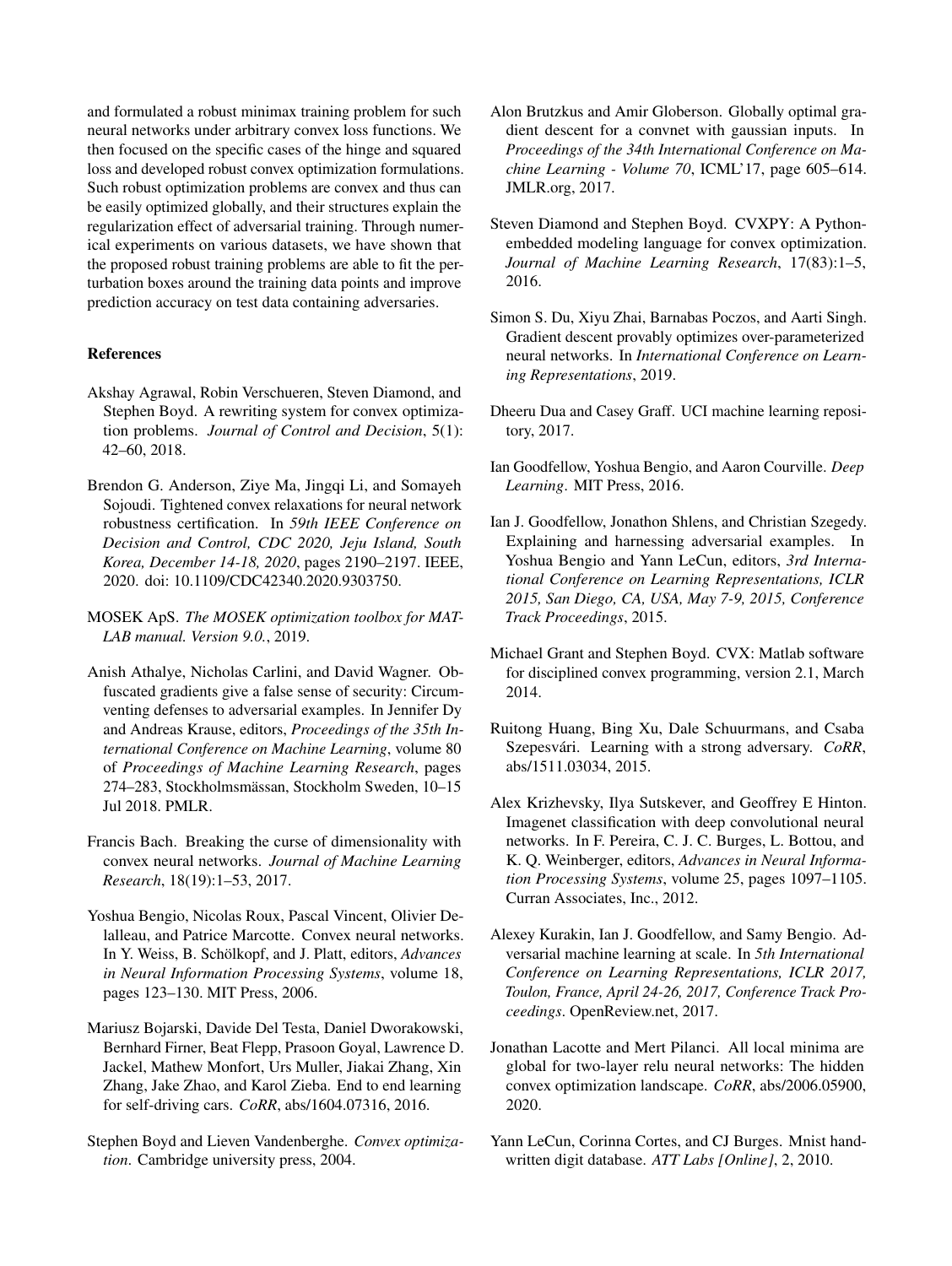and formulated a robust minimax training problem for such neural networks under arbitrary convex loss functions. We then focused on the specific cases of the hinge and squared loss and developed robust convex optimization formulations. Such robust optimization problems are convex and thus can be easily optimized globally, and their structures explain the regularization effect of adversarial training. Through numerical experiments on various datasets, we have shown that the proposed robust training problems are able to fit the perturbation boxes around the training data points and improve prediction accuracy on test data containing adversaries.

## References

Akshay Agrawal, Robin Verschueren, Steven Diamond, and Stephen Boyd. A rewriting system for convex optimization problems. *Journal of Control and Decision*, 5(1): 42–60, 2018.

Brendon G. Anderson, Ziye Ma, Jingqi Li, and Somayeh Sojoudi. Tightened convex relaxations for neural network robustness certification. In *59th IEEE Conference on Decision and Control, CDC 2020, Jeju Island, South Korea, December 14-18, 2020*, pages 2190–2197. IEEE, 2020. doi: 10.1109/CDC42340.2020.9303750.

MOSEK ApS. *The MOSEK optimization toolbox for MATLAB manual. Version 9.0.*, 2019.

Anish Athalye, Nicholas Carlini, and David Wagner. Obfuscated gradients give a false sense of security: Circumventing defenses to adversarial examples. In Jennifer Dy and Andreas Krause, editors, *Proceedings of the 35th International Conference on Machine Learning*, volume 80 of *Proceedings of Machine Learning Research*, pages 274–283, Stockholmsmässan, Stockholm Sweden, 10–15 Jul 2018. PMLR.

Francis Bach. Breaking the curse of dimensionality with convex neural networks. *Journal of Machine Learning Research*, 18(19):1–53, 2017.

Yoshua Bengio, Nicolas Roux, Pascal Vincent, Olivier Delalleau, and Patrice Marcotte. Convex neural networks. In Y. Weiss, B. Schölkopf, and J. Platt, editors, *Advances in Neural Information Processing Systems*, volume 18, pages 123–130. MIT Press, 2006.

Mariusz Bojarski, Davide Del Testa, Daniel Dworakowski, Bernhard Firner, Beat Flepp, Prasoon Goyal, Lawrence D. Jackel, Mathew Monfort, Urs Muller, Jiakai Zhang, Xin Zhang, Jake Zhao, and Karol Zieba. End to end learning for self-driving cars. *CoRR*, abs/1604.07316, 2016.

Stephen Boyd and Lieven Vandenberghe. *Convex optimization*. Cambridge university press, 2004.

Alon Brutzkus and Amir Globerson. Globally optimal gradient descent for a convnet with gaussian inputs. In *Proceedings of the 34th International Conference on Machine Learning - Volume 70*, ICML'17, page 605–614. JMLR.org, 2017.

Steven Diamond and Stephen Boyd. CVXPY: A Python-embedded modeling language for convex optimization. *Journal of Machine Learning Research*, 17(83):1–5, 2016.

Simon S. Du, Xiyu Zhai, Barnabas Poczos, and Aarti Singh. Gradient descent provably optimizes over-parameterized neural networks. In *International Conference on Learning Representations*, 2019.

Dheeru Dua and Casey Graff. UCI machine learning repository, 2017.

Ian Goodfellow, Yoshua Bengio, and Aaron Courville. *Deep Learning*. MIT Press, 2016.

Ian J. Goodfellow, Jonathon Shlens, and Christian Szegedy. Explaining and harnessing adversarial examples. In Yoshua Bengio and Yann LeCun, editors, *3rd International Conference on Learning Representations, ICLR 2015, San Diego, CA, USA, May 7-9, 2015, Conference Track Proceedings*, 2015.

Michael Grant and Stephen Boyd. CVX: Matlab software for disciplined convex programming, version 2.1, March 2014.

Ruitong Huang, Bing Xu, Dale Schuurmans, and Csaba Szepesvári. Learning with a strong adversary. *CoRR*, abs/1511.03034, 2015.

Alex Krizhevsky, Ilya Sutskever, and Geoffrey E Hinton. Imagenet classification with deep convolutional neural networks. In F. Pereira, C. J. C. Burges, L. Bottou, and K. Q. Weinberger, editors, *Advances in Neural Information Processing Systems*, volume 25, pages 1097–1105. Curran Associates, Inc., 2012.

Alexey Kurakin, Ian J. Goodfellow, and Samy Bengio. Adversarial machine learning at scale. In *5th International Conference on Learning Representations, ICLR 2017, Toulon, France, April 24-26, 2017, Conference Track Proceedings*. OpenReview.net, 2017.

Jonathan Lacotte and Mert Pilanci. All local minima are global for two-layer relu neural networks: The hidden convex optimization landscape. *CoRR*, abs/2006.05900, 2020.

Yann LeCun, Corinna Cortes, and CJ Burges. Mnist handwritten digit database. *ATT Labs [Online]*, 2, 2010.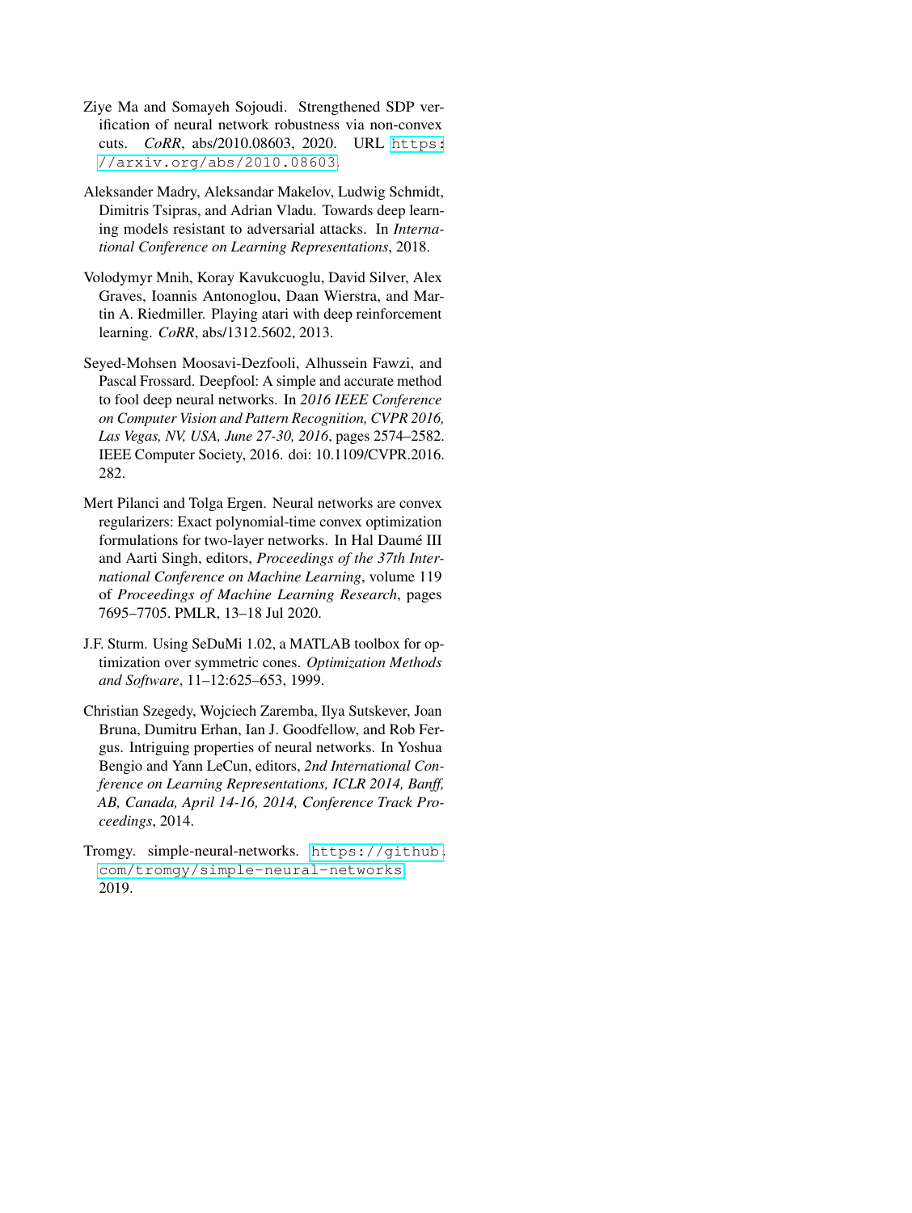Ziye Ma and Somayeh Sojoudi. Strengthened SDP verification of neural network robustness via non-convex cuts. *CoRR*, abs/2010.08603, 2020. URL https://arxiv.org/abs/2010.08603.

Aleksander Madry, Aleksandar Makelov, Ludwig Schmidt, Dimitris Tsipras, and Adrian Vladu. Towards deep learning models resistant to adversarial attacks. In *International Conference on Learning Representations*, 2018.

Volodymyr Mnih, Koray Kavukcuoglu, David Silver, Alex Graves, Ioannis Antonoglou, Daan Wierstra, and Martin A. Riedmiller. Playing atari with deep reinforcement learning. *CoRR*, abs/1312.5602, 2013.

Seyed-Mohsen Moosavi-Dezfooli, Alhussein Fawzi, and Pascal Frossard. Deepfool: A simple and accurate method to fool deep neural networks. In *2016 IEEE Conference on Computer Vision and Pattern Recognition, CVPR 2016, Las Vegas, NV, USA, June 27-30, 2016*, pages 2574–2582. IEEE Computer Society, 2016. doi: 10.1109/CVPR.2016.282.

Mert Pilanci and Tolga Ergen. Neural networks are convex regularizers: Exact polynomial-time convex optimization formulations for two-layer networks. In Hal Daumé III and Aarti Singh, editors, *Proceedings of the 37th International Conference on Machine Learning*, volume 119 of *Proceedings of Machine Learning Research*, pages 7695–7705. PMLR, 13–18 Jul 2020.

J.F. Sturm. Using SeDuMi 1.02, a MATLAB toolbox for optimization over symmetric cones. *Optimization Methods and Software*, 11–12:625–653, 1999.

Christian Szegedy, Wojciech Zaremba, Ilya Sutskever, Joan Bruna, Dumitru Erhan, Ian J. Goodfellow, and Rob Fergus. Intriguing properties of neural networks. In Yoshua Bengio and Yann LeCun, editors, *2nd International Conference on Learning Representations, ICLR 2014, Banff, AB, Canada, April 14-16, 2014, Conference Track Proceedings*, 2014.

Tromgy. simple-neural-networks. https://github.com/tromgy/simple-neural-networks, 2019.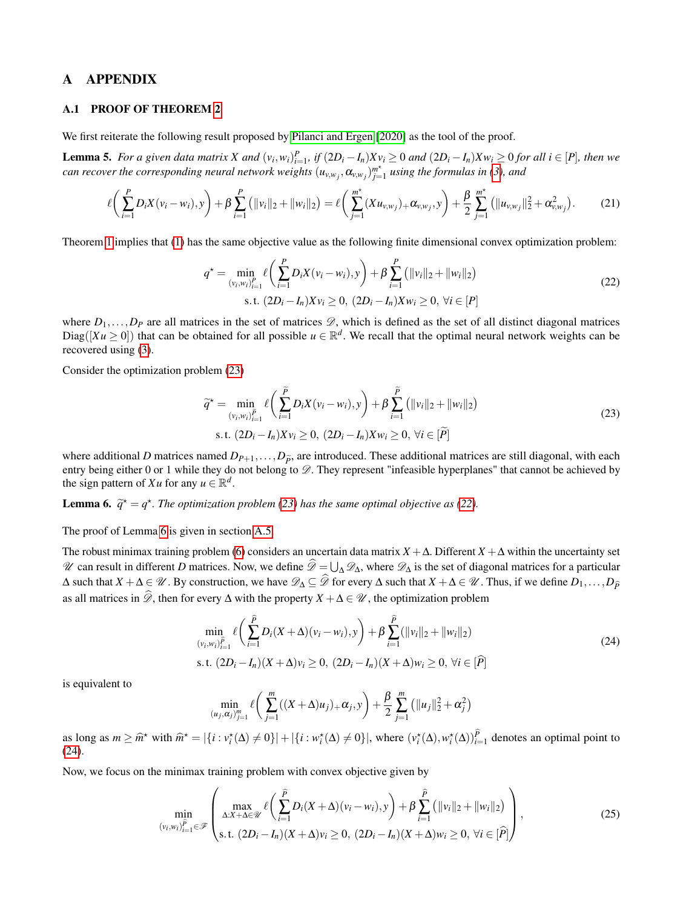# A APPENDIX

## A.1 PROOF OF THEOREM 2

We first reiterate the following result proposed by Pilanci and Ergen [2020] as the tool of the proof.

**Lemma 5.** *For a given data matrix $X$ and $(v_i, w_i)_{i=1}^P$, if $(2D_i - I_n)Xv_i \geq 0$ and $(2D_i - I_n)Xw_i \geq 0$ for all $i \in [P]$, then we can recover the corresponding neural network weights $(u_{v,w_j}, \alpha_{v,w_j})_{j=1}^{m^\star}$ using the formulas in (3), and*

$$\ell\left(\sum_{i=1}^{P} D_i X(v_i - w_i), y\right) + \beta \sum_{i=1}^{P} \left(\|v_i\|_2 + \|w_i\|_2\right) = \ell\left(\sum_{j=1}^{m^\star} (Xu_{v,w_j})_+ \alpha_{v,w_j}, y\right) + \frac{\beta}{2} \sum_{j=1}^{m^\star} \left(\|u_{v,w_j}\|_2^2 + \alpha_{v,w_j}^2\right). \tag{21}$$

Theorem 1 implies that (1) has the same objective value as the following finite dimensional convex optimization problem:

$$\begin{aligned}
q^\star = \min_{(v_i, w_i)_{i=1}^P} \; & \ell\left(\sum_{i=1}^{P} D_i X(v_i - w_i), y\right) + \beta \sum_{i=1}^{P} \left(\|v_i\|_2 + \|w_i\|_2\right) \\
\text{s.t. } & (2D_i - I_n)Xv_i \geq 0,\; (2D_i - I_n)Xw_i \geq 0,\; \forall i \in [P]
\end{aligned} \tag{22}$$

where $D_1, \ldots, D_P$ are all matrices in the set of matrices $\mathscr{D}$, which is defined as the set of all distinct diagonal matrices $\text{Diag}([Xu \geq 0])$ that can be obtained for all possible $u \in \mathbb{R}^d$. We recall that the optimal neural network weights can be recovered using (3).

Consider the optimization problem (23)

$$\begin{aligned}
\widetilde{q}^\star = \min_{(v_i, w_i)_{i=1}^{\widetilde{P}}} \; & \ell\left(\sum_{i=1}^{\widetilde{P}} D_i X(v_i - w_i), y\right) + \beta \sum_{i=1}^{\widetilde{P}} \left(\|v_i\|_2 + \|w_i\|_2\right) \\
\text{s.t. } & (2D_i - I_n)Xv_i \geq 0,\; (2D_i - I_n)Xw_i \geq 0,\; \forall i \in [\widetilde{P}]
\end{aligned} \tag{23}$$

where additional $D$ matrices named $D_{P+1}, \ldots, D_{\widetilde{P}}$ are introduced. These additional matrices are still diagonal, with each entry being either 0 or 1 while they do not belong to $\mathscr{D}$. They represent "infeasible hyperplanes" that cannot be achieved by the sign pattern of $Xu$ for any $u \in \mathbb{R}^d$.

**Lemma 6.** *$\widetilde{q}^\star = q^\star$. The optimization problem (23) has the same optimal objective as (22).*

The proof of Lemma 6 is given in section A.5.

The robust minimax training problem (6) considers an uncertain data matrix $X + \Delta$. Different $X + \Delta$ within the uncertainty set $\mathscr{U}$ can result in different $D$ matrices. Now, we define $\widehat{\mathscr{D}} = \bigcup_\Delta \mathscr{D}_\Delta$, where $\mathscr{D}_\Delta$ is the set of diagonal matrices for a particular $\Delta$ such that $X + \Delta \in \mathscr{U}$. By construction, we have $\mathscr{D}_\Delta \subseteq \widehat{\mathscr{D}}$ for every $\Delta$ such that $X + \Delta \in \mathscr{U}$. Thus, if we define $D_1, \ldots, D_{\widehat{P}}$ as all matrices in $\widehat{\mathscr{D}}$, then for every $\Delta$ with the property $X + \Delta \in \mathscr{U}$, the optimization problem

$$\begin{aligned}
\min_{(v_i, w_i)_{i=1}^{\widehat{P}}} \; & \ell\left(\sum_{i=1}^{\widehat{P}} D_i (X + \Delta)(v_i - w_i), y\right) + \beta \sum_{i=1}^{\widehat{P}} (\|v_i\|_2 + \|w_i\|_2) \\
\text{s.t. } & (2D_i - I_n)(X + \Delta)v_i \geq 0,\; (2D_i - I_n)(X + \Delta)w_i \geq 0,\; \forall i \in [\widehat{P}]
\end{aligned} \tag{24}$$

is equivalent to

$$\min_{(u_j, \alpha_j)_{j=1}^m} \; \ell\left(\sum_{j=1}^{m} ((X + \Delta)u_j)_+ \alpha_j, y\right) + \frac{\beta}{2} \sum_{j=1}^{m} \left(\|u_j\|_2^2 + \alpha_j^2\right)$$

as long as $m \geq \widehat{m}^\star$ with $\widehat{m}^\star = |\{i : v_i^\star(\Delta) \neq 0\}| + |\{i : w_i^\star(\Delta) \neq 0\}|$, where $(v_i^\star(\Delta), w_i^\star(\Delta))_{i=1}^{\widehat{P}}$ denotes an optimal point to (24).

Now, we focus on the minimax training problem with convex objective given by

$$\min_{(v_i, w_i)_{i=1}^{\widehat{P}} \in \mathscr{F}} \left( \begin{aligned} \max_{\Delta : X + \Delta \in \mathscr{U}} \; & \ell\left(\sum_{i=1}^{\widehat{P}} D_i (X + \Delta)(v_i - w_i), y\right) + \beta \sum_{i=1}^{\widehat{P}} \left(\|v_i\|_2 + \|w_i\|_2\right) \\ \text{s.t. } & (2D_i - I_n)(X + \Delta)v_i \geq 0,\; (2D_i - I_n)(X + \Delta)w_i \geq 0,\; \forall i \in [\widehat{P}] \end{aligned} \right), \tag{25}$$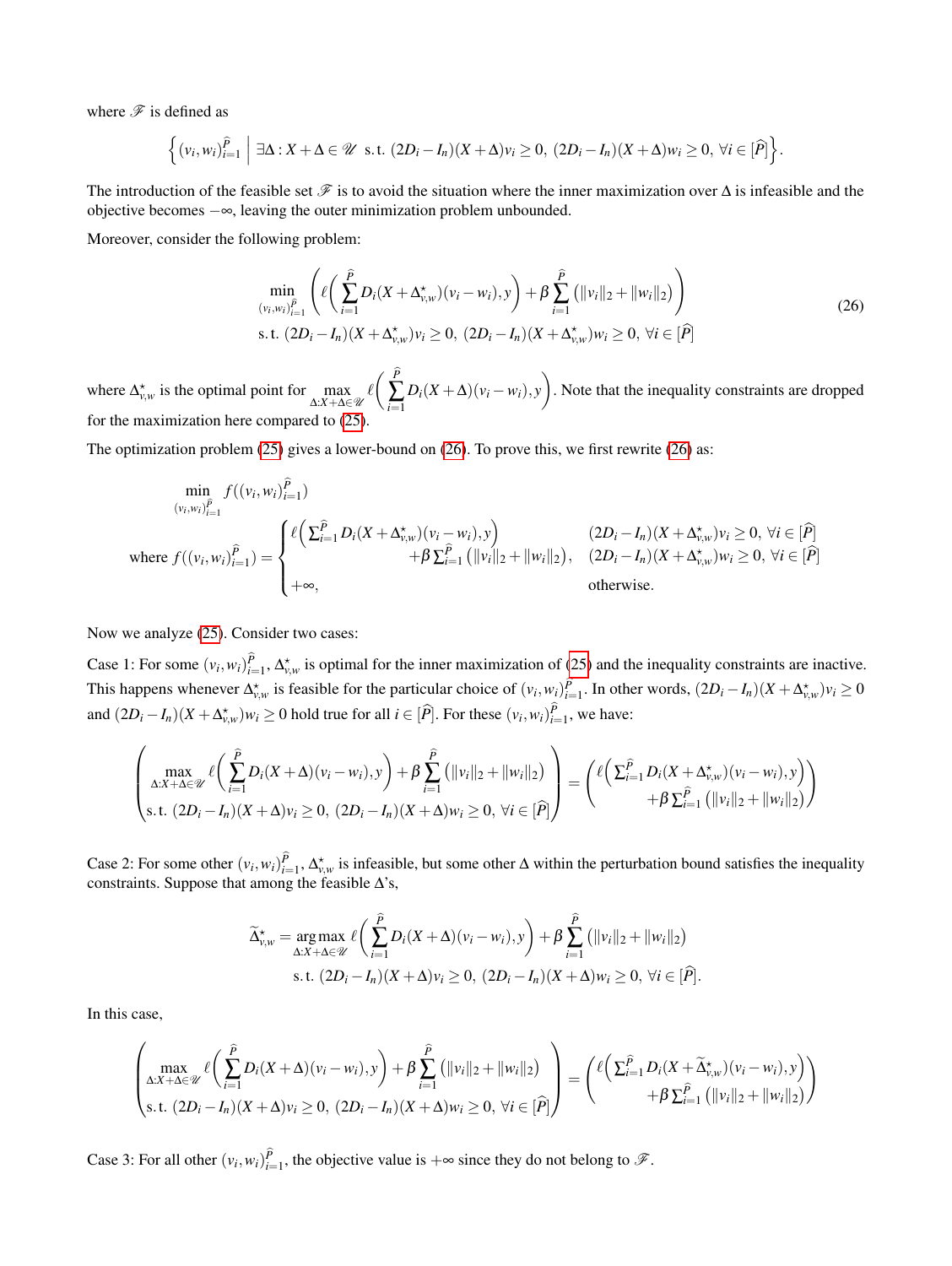where $\mathscr{F}$ is defined as

$$\left\{ (v_i, w_i)_{i=1}^{\widehat{P}} \;\middle|\; \exists \Delta : X + \Delta \in \mathscr{U} \text{ s.t. } (2D_i - I_n)(X+\Delta)v_i \geq 0,\ (2D_i - I_n)(X+\Delta)w_i \geq 0,\ \forall i \in [\widehat{P}] \right\}.$$

The introduction of the feasible set $\mathscr{F}$ is to avoid the situation where the inner maximization over $\Delta$ is infeasible and the objective becomes $-\infty$, leaving the outer minimization problem unbounded.

Moreover, consider the following problem:

$$\begin{aligned}
&\min_{(v_i,w_i)_{i=1}^{\widehat{P}}} \left( \ell\left( \sum_{i=1}^{\widehat{P}} D_i (X + \Delta^\star_{v,w})(v_i - w_i), y \right) + \beta \sum_{i=1}^{\widehat{P}} \left( \|v_i\|_2 + \|w_i\|_2 \right) \right) \\
&\text{s.t. } (2D_i - I_n)(X+\Delta^\star_{v,w})v_i \geq 0,\ (2D_i - I_n)(X+\Delta^\star_{v,w})w_i \geq 0,\ \forall i \in [\widehat{P}]
\end{aligned} \tag{26}$$

where $\Delta^\star_{v,w}$ is the optimal point for $\max_{\Delta: X+\Delta \in \mathscr{U}} \ell\left( \sum_{i=1}^{\widehat{P}} D_i(X+\Delta)(v_i - w_i), y \right)$. Note that the inequality constraints are dropped for the maximization here compared to (25).

The optimization problem (25) gives a lower-bound on (26). To prove this, we first rewrite (26) as:

$$\min_{(v_i,w_i)_{i=1}^{\widehat{P}}} f((v_i,w_i)_{i=1}^{\widehat{P}})$$

$$\text{where } f((v_i,w_i)_{i=1}^{\widehat{P}}) = \begin{cases} \ell\left( \sum_{i=1}^{\widehat{P}} D_i(X+\Delta^\star_{v,w})(v_i - w_i), y \right) & (2D_i - I_n)(X+\Delta^\star_{v,w})v_i \geq 0,\ \forall i \in [\widehat{P}] \\ \qquad + \beta \sum_{i=1}^{\widehat{P}} \left( \|v_i\|_2 + \|w_i\|_2 \right), & (2D_i - I_n)(X+\Delta^\star_{v,w})w_i \geq 0,\ \forall i \in [\widehat{P}] \\ +\infty, & \text{otherwise.} \end{cases}$$

Now we analyze (25). Consider two cases:

Case 1: For some $(v_i,w_i)_{i=1}^{\widehat{P}}$, $\Delta^\star_{v,w}$ is optimal for the inner maximization of (25) and the inequality constraints are inactive. This happens whenever $\Delta^\star_{v,w}$ is feasible for the particular choice of $(v_i,w_i)_{i=1}^{\widehat{P}}$. In other words, $(2D_i - I_n)(X+\Delta^\star_{v,w})v_i \geq 0$ and $(2D_i - I_n)(X+\Delta^\star_{v,w})w_i \geq 0$ hold true for all $i \in [\widehat{P}]$. For these $(v_i,w_i)_{i=1}^{\widehat{P}}$, we have:

$$\begin{pmatrix} \max\limits_{\Delta: X+\Delta\in\mathscr{U}} \ell\left( \sum_{i=1}^{\widehat{P}} D_i(X+\Delta)(v_i - w_i), y \right) + \beta \sum_{i=1}^{\widehat{P}} \left( \|v_i\|_2 + \|w_i\|_2 \right) \\ \text{s.t. } (2D_i - I_n)(X+\Delta)v_i \geq 0,\ (2D_i - I_n)(X+\Delta)w_i \geq 0,\ \forall i \in [\widehat{P}] \end{pmatrix} = \begin{pmatrix} \ell\left( \sum_{i=1}^{\widehat{P}} D_i(X+\Delta^\star_{v,w})(v_i - w_i), y \right) \\ + \beta \sum_{i=1}^{\widehat{P}} \left( \|v_i\|_2 + \|w_i\|_2 \right) \end{pmatrix}$$

Case 2: For some other $(v_i,w_i)_{i=1}^{\widehat{P}}$, $\Delta^\star_{v,w}$ is infeasible, but some other $\Delta$ within the perturbation bound satisfies the inequality constraints. Suppose that among the feasible $\Delta$'s,

$$\begin{aligned}
\widetilde{\Delta}^\star_{v,w} = \underset{\Delta: X+\Delta\in\mathscr{U}}{\arg\max}\ & \ell\left( \sum_{i=1}^{\widehat{P}} D_i(X+\Delta)(v_i - w_i), y \right) + \beta \sum_{i=1}^{\widehat{P}} \left( \|v_i\|_2 + \|w_i\|_2 \right) \\
\text{s.t. } & (2D_i - I_n)(X+\Delta)v_i \geq 0,\ (2D_i - I_n)(X+\Delta)w_i \geq 0,\ \forall i \in [\widehat{P}].
\end{aligned}$$

In this case,

$$\begin{pmatrix} \max\limits_{\Delta: X+\Delta\in\mathscr{U}} \ell\left( \sum_{i=1}^{\widehat{P}} D_i(X+\Delta)(v_i - w_i), y \right) + \beta \sum_{i=1}^{\widehat{P}} \left( \|v_i\|_2 + \|w_i\|_2 \right) \\ \text{s.t. } (2D_i - I_n)(X+\Delta)v_i \geq 0,\ (2D_i - I_n)(X+\Delta)w_i \geq 0,\ \forall i \in [\widehat{P}] \end{pmatrix} = \begin{pmatrix} \ell\left( \sum_{i=1}^{\widehat{P}} D_i(X+\widetilde{\Delta}^\star_{v,w})(v_i - w_i), y \right) \\ + \beta \sum_{i=1}^{\widehat{P}} \left( \|v_i\|_2 + \|w_i\|_2 \right) \end{pmatrix}$$

Case 3: For all other $(v_i,w_i)_{i=1}^{\widehat{P}}$, the objective value is $+\infty$ since they do not belong to $\mathscr{F}$.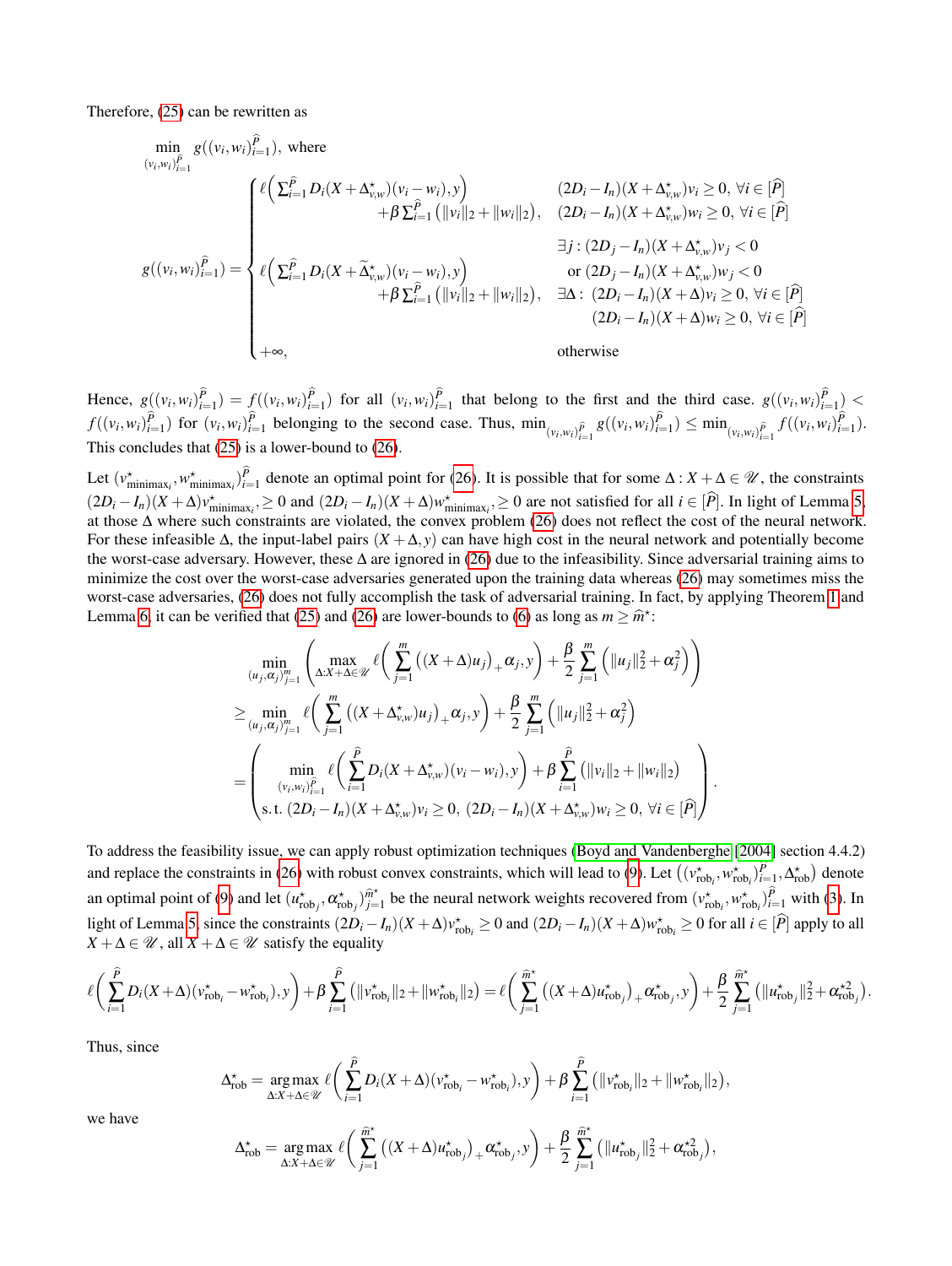Therefore, (25) can be rewritten as

$$\min_{(v_i,w_i)_{i=1}^{\widehat{P}}} \; g((v_i,w_i)_{i=1}^{\widehat{P}}), \text{ where}$$

$$g((v_i,w_i)_{i=1}^{\widehat{P}}) = \begin{cases} \ell\Big(\sum_{i=1}^{\widehat{P}} D_i(X+\Delta^\star_{v,w})(v_i-w_i),y\Big) + \beta\sum_{i=1}^{\widehat{P}}\big(\|v_i\|_2+\|w_i\|_2\big), & \begin{array}{l}(2D_i-I_n)(X+\Delta^\star_{v,w})v_i \geq 0,\ \forall i\in[\widehat{P}]\\ (2D_i-I_n)(X+\Delta^\star_{v,w})w_i \geq 0,\ \forall i\in[\widehat{P}]\end{array} \\ \ell\Big(\sum_{i=1}^{\widehat{P}} D_i(X+\widetilde{\Delta}^\star_{v,w})(v_i-w_i),y\Big) + \beta\sum_{i=1}^{\widehat{P}}\big(\|v_i\|_2+\|w_i\|_2\big), & \begin{array}{l}\exists j: (2D_j-I_n)(X+\Delta^\star_{v,w})v_j < 0\\ \text{ or } (2D_j-I_n)(X+\Delta^\star_{v,w})w_j<0\\ \exists \Delta:\ (2D_i-I_n)(X+\Delta)v_i\geq 0,\ \forall i\in[\widehat{P}]\\ \quad (2D_i-I_n)(X+\Delta)w_i\geq 0,\ \forall i\in[\widehat{P}]\end{array} \\ +\infty, & \text{otherwise} \end{cases}$$

Hence, $g((v_i,w_i)_{i=1}^{\widehat{P}}) = f((v_i,w_i)_{i=1}^{\widehat{P}})$ for all $(v_i,w_i)_{i=1}^{\widehat{P}}$ that belong to the first and the third case. $g((v_i,w_i)_{i=1}^{\widehat{P}}) < f((v_i,w_i)_{i=1}^{\widehat{P}})$ for $(v_i,w_i)_{i=1}^{\widehat{P}}$ belonging to the second case. Thus, $\min_{(v_i,w_i)_{i=1}^{\widehat{P}}} g((v_i,w_i)_{i=1}^{\widehat{P}}) \leq \min_{(v_i,w_i)_{i=1}^{\widehat{P}}} f((v_i,w_i)_{i=1}^{\widehat{P}})$. This concludes that (25) is a lower-bound to (26).

Let $(v^\star_{\text{minimax}_i}, w^\star_{\text{minimax}_i})_{i=1}^{\widehat{P}}$ denote an optimal point for (26). It is possible that for some $\Delta: X+\Delta\in\mathscr{U}$, the constraints $(2D_i-I_n)(X+\Delta)v^\star_{\text{minimax}_i}, \geq 0$ and $(2D_i-I_n)(X+\Delta)w^\star_{\text{minimax}_i}, \geq 0$ are not satisfied for all $i\in[\widehat{P}]$. In light of Lemma 5, at those $\Delta$ where such constraints are violated, the convex problem (26) does not reflect the cost of the neural network. For these infeasible $\Delta$, the input-label pairs $(X+\Delta, y)$ can have high cost in the neural network and potentially become the worst-case adversary. However, these $\Delta$ are ignored in (26) due to the infeasibility. Since adversarial training aims to minimize the cost over the worst-case adversaries generated upon the training data whereas (26) may sometimes miss the worst-case adversaries, (26) does not fully accomplish the task of adversarial training. In fact, by applying Theorem 1 and Lemma 6, it can be verified that (25) and (26) are lower-bounds to (6) as long as $m\geq \widehat{m}^\star$:

$$\begin{aligned} &\min_{(u_j,\alpha_j)_{j=1}^m}\left(\max_{\Delta:X+\Delta\in\mathscr{U}} \ell\Big(\sum_{j=1}^m \big((X+\Delta)u_j\big)_+\alpha_j, y\Big) + \frac{\beta}{2}\sum_{j=1}^m\Big(\|u_j\|_2^2+\alpha_j^2\Big)\right)\\ \geq &\min_{(u_j,\alpha_j)_{j=1}^m} \ell\Big(\sum_{j=1}^m \big((X+\Delta^\star_{v,w})u_j\big)_+\alpha_j, y\Big) + \frac{\beta}{2}\sum_{j=1}^m\Big(\|u_j\|_2^2+\alpha_j^2\Big)\\ = &\left(\begin{array}{l} \displaystyle\min_{(v_i,w_i)_{i=1}^{\widehat{P}}} \ell\Big(\sum_{i=1}^{\widehat{P}} D_i(X+\Delta^\star_{v,w})(v_i-w_i),y\Big) + \beta\sum_{i=1}^{\widehat{P}}\big(\|v_i\|_2+\|w_i\|_2\big)\\ \text{s.t. } (2D_i-I_n)(X+\Delta^\star_{v,w})v_i\geq 0,\ (2D_i-I_n)(X+\Delta^\star_{v,w})w_i\geq 0,\ \forall i\in[\widehat{P}]\end{array}\right). \end{aligned}$$

To address the feasibility issue, we can apply robust optimization techniques (Boyd and Vandenberghe [2004] section 4.4.2) and replace the constraints in (26) with robust convex constraints, which will lead to (9). Let $\big((v^\star_{\text{rob}_i}, w^\star_{\text{rob}_i})_{i=1}^{P}, \Delta^\star_{\text{rob}}\big)$ denote an optimal point of (9) and let $(u^\star_{\text{rob}_j}, \alpha^\star_{\text{rob}_j})_{j=1}^{\widehat{m}^\star}$ be the neural network weights recovered from $(v^\star_{\text{rob}_i}, w^\star_{\text{rob}_i})_{i=1}^{\widehat{P}}$ with (3). In light of Lemma 5, since the constraints $(2D_i-I_n)(X+\Delta)v^\star_{\text{rob}_i}\geq 0$ and $(2D_i-I_n)(X+\Delta)w^\star_{\text{rob}_i}\geq 0$ for all $i\in[\widehat{P}]$ apply to all $X+\Delta\in\mathscr{U}$, all $X+\Delta\in\mathscr{U}$ satisfy the equality

$$\ell\Big(\sum_{i=1}^{\widehat{P}} D_i(X+\Delta)(v^\star_{\text{rob}_i}-w^\star_{\text{rob}_i}),y\Big) + \beta\sum_{i=1}^{\widehat{P}}\big(\|v^\star_{\text{rob}_i}\|_2+\|w^\star_{\text{rob}_i}\|_2\big) = \ell\Big(\sum_{j=1}^{\widehat{m}^\star}\big((X+\Delta)u^\star_{\text{rob}_j}\big)_+\alpha^\star_{\text{rob}_j},y\Big) + \frac{\beta}{2}\sum_{j=1}^{\widehat{m}^\star}\big(\|u^\star_{\text{rob}_j}\|_2^2+\alpha^{\star 2}_{\text{rob}_j}\big).$$

Thus, since

$$\Delta^\star_{\text{rob}} = \underset{\Delta:X+\Delta\in\mathscr{U}}{\arg\max}\ \ell\Big(\sum_{i=1}^{\widehat{P}} D_i(X+\Delta)(v^\star_{\text{rob}_i}-w^\star_{\text{rob}_i}),y\Big) + \beta\sum_{i=1}^{\widehat{P}}\big(\|v^\star_{\text{rob}_i}\|_2+\|w^\star_{\text{rob}_i}\|_2\big),$$

we have

$$\Delta^\star_{\text{rob}} = \underset{\Delta:X+\Delta\in\mathscr{U}}{\arg\max}\ \ell\Big(\sum_{j=1}^{\widehat{m}^\star}\big((X+\Delta)u^\star_{\text{rob}_j}\big)_+\alpha^\star_{\text{rob}_j},y\Big) + \frac{\beta}{2}\sum_{j=1}^{\widehat{m}^\star}\big(\|u^\star_{\text{rob}_j}\|_2^2+\alpha^{\star 2}_{\text{rob}_j}\big),$$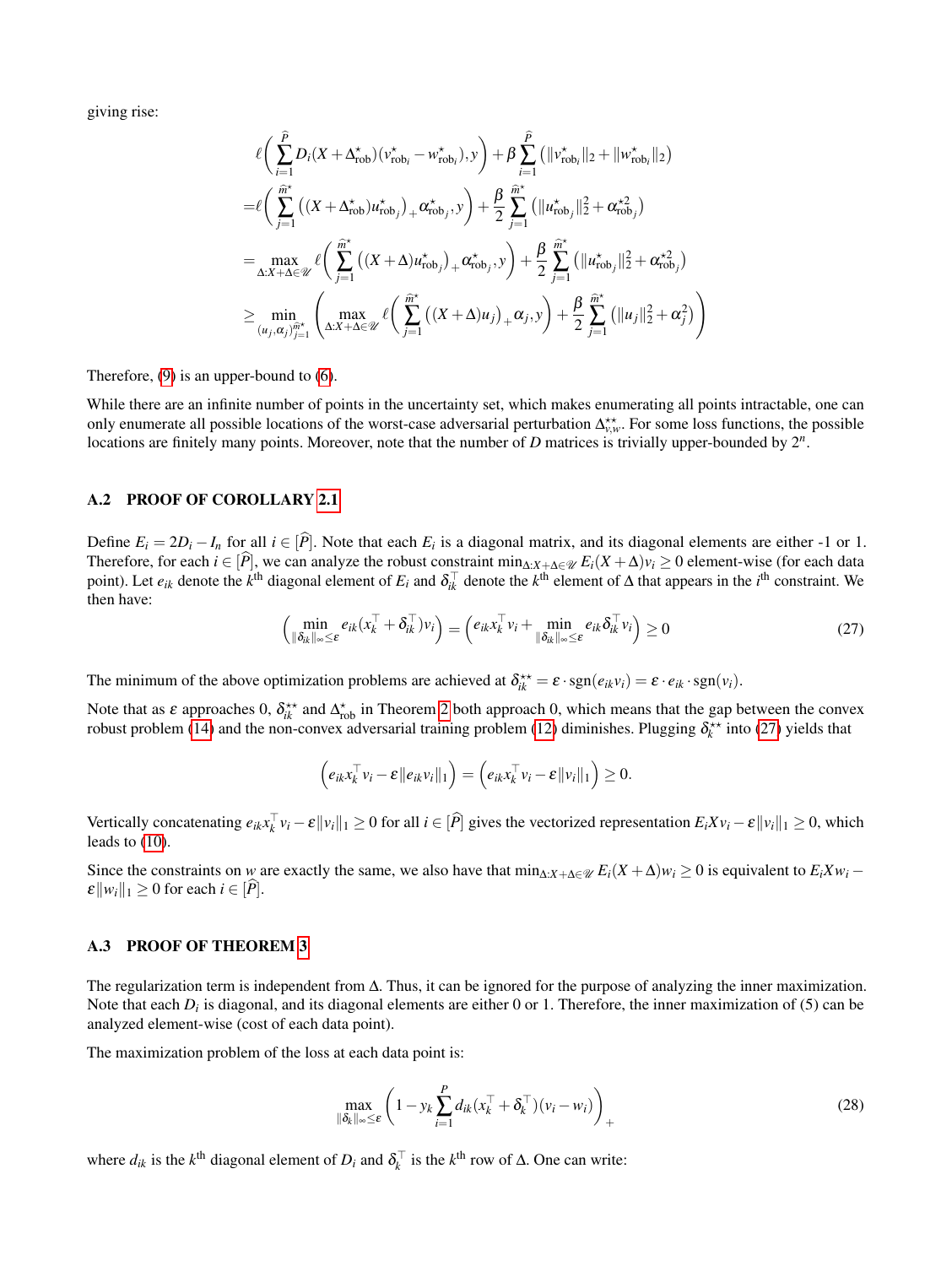giving rise:

$$
\begin{aligned}
&\ell\bigg(\sum_{i=1}^{\widehat{P}} D_i(X+\Delta^\star_{\text{rob}})(v^\star_{\text{rob}_i}-w^\star_{\text{rob}_i}),y\bigg)+\beta\sum_{i=1}^{\widehat{P}}\left(\|v^\star_{\text{rob}_i}\|_2+\|w^\star_{\text{rob}_i}\|_2\right)\\
=&\ell\bigg(\sum_{j=1}^{\widehat{m}^\star}\left((X+\Delta^\star_{\text{rob}})u^\star_{\text{rob}_j}\right)_+\alpha^\star_{\text{rob}_j},y\bigg)+\frac{\beta}{2}\sum_{j=1}^{\widehat{m}^\star}\left(\|u^\star_{\text{rob}_j}\|_2^2+\alpha^{\star 2}_{\text{rob}_j}\right)\\
=&\max_{\Delta:X+\Delta\in\mathscr{U}}\ell\bigg(\sum_{j=1}^{\widehat{m}^\star}\left((X+\Delta)u^\star_{\text{rob}_j}\right)_+\alpha^\star_{\text{rob}_j},y\bigg)+\frac{\beta}{2}\sum_{j=1}^{\widehat{m}^\star}\left(\|u^\star_{\text{rob}_j}\|_2^2+\alpha^{\star 2}_{\text{rob}_j}\right)\\
\geq&\min_{(u_j,\alpha_j)_{j=1}^{\widehat{m}^\star}}\left(\max_{\Delta:X+\Delta\in\mathscr{U}}\ell\bigg(\sum_{j=1}^{\widehat{m}^\star}\left((X+\Delta)u_j\right)_+\alpha_j,y\bigg)+\frac{\beta}{2}\sum_{j=1}^{\widehat{m}^\star}\left(\|u_j\|_2^2+\alpha_j^2\right)\right)
\end{aligned}
$$

Therefore, (9) is an upper-bound to (6).

While there are an infinite number of points in the uncertainty set, which makes enumerating all points intractable, one can only enumerate all possible locations of the worst-case adversarial perturbation $\Delta^{\star\star}_{v,w}$. For some loss functions, the possible locations are finitely many points. Moreover, note that the number of $D$ matrices is trivially upper-bounded by $2^n$.

### A.2 PROOF OF COROLLARY 2.1

Define $E_i = 2D_i - I_n$ for all $i \in [\widehat{P}]$. Note that each $E_i$ is a diagonal matrix, and its diagonal elements are either -1 or 1. Therefore, for each $i \in [\widehat{P}]$, we can analyze the robust constraint $\min_{\Delta:X+\Delta\in\mathscr{U}} E_i(X+\Delta)v_i \geq 0$ element-wise (for each data point). Let $e_{ik}$ denote the $k^{\text{th}}$ diagonal element of $E_i$ and $\delta_{ik}^\top$ denote the $k^{\text{th}}$ element of $\Delta$ that appears in the $i^{\text{th}}$ constraint. We then have:

$$
\left(\min_{\|\delta_{ik}\|_\infty\leq\epsilon} e_{ik}(x_k^\top+\delta_{ik}^\top)v_i\right)=\left(e_{ik}x_k^\top v_i+\min_{\|\delta_{ik}\|_\infty\leq\epsilon}e_{ik}\delta_{ik}^\top v_i\right)\geq 0 \tag{27}
$$

The minimum of the above optimization problems are achieved at $\delta^{\star\star}_{ik} = \epsilon\cdot\text{sgn}(e_{ik}v_i) = \epsilon\cdot e_{ik}\cdot\text{sgn}(v_i)$.

Note that as $\epsilon$ approaches 0, $\delta^{\star\star}_{ik}$ and $\Delta^\star_{\text{rob}}$ in Theorem 2 both approach 0, which means that the gap between the convex robust problem (14) and the non-convex adversarial training problem (12) diminishes. Plugging $\delta^{\star\star}_k$ into (27) yields that

$$
\left(e_{ik}x_k^\top v_i-\epsilon\|e_{ik}v_i\|_1\right)=\left(e_{ik}x_k^\top v_i-\epsilon\|v_i\|_1\right)\geq 0.
$$

Vertically concatenating $e_{ik}x_k^\top v_i - \epsilon\|v_i\|_1 \geq 0$ for all $i \in [\widehat{P}]$ gives the vectorized representation $E_iXv_i - \epsilon\|v_i\|_1 \geq 0$, which leads to (10).

Since the constraints on $w$ are exactly the same, we also have that $\min_{\Delta:X+\Delta\in\mathscr{U}} E_i(X+\Delta)w_i \geq 0$ is equivalent to $E_iXw_i - \epsilon\|w_i\|_1 \geq 0$ for each $i \in [\widehat{P}]$.

### A.3 PROOF OF THEOREM 3

The regularization term is independent from $\Delta$. Thus, it can be ignored for the purpose of analyzing the inner maximization. Note that each $D_i$ is diagonal, and its diagonal elements are either 0 or 1. Therefore, the inner maximization of (5) can be analyzed element-wise (cost of each data point).

The maximization problem of the loss at each data point is:

$$
\max_{\|\delta_k\|_\infty\leq\epsilon}\left(1-y_k\sum_{i=1}^{P}d_{ik}(x_k^\top+\delta_k^\top)(v_i-w_i)\right)_+ \tag{28}
$$

where $d_{ik}$ is the $k^{\text{th}}$ diagonal element of $D_i$ and $\delta_k^\top$ is the $k^{\text{th}}$ row of $\Delta$. One can write: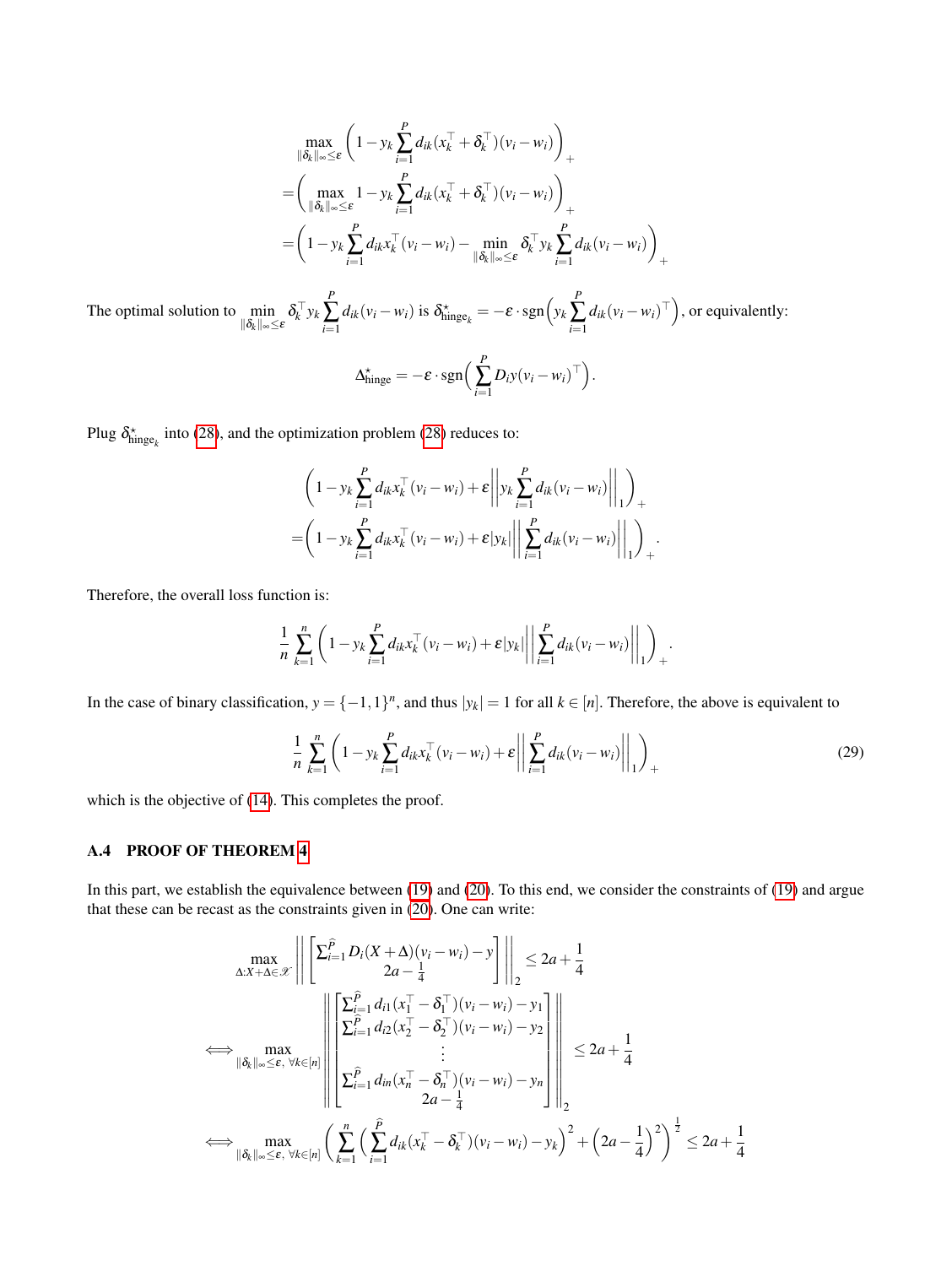$$
\begin{aligned}
&\max_{\|\delta_k\|_\infty \le \varepsilon} \left(1 - y_k \sum_{i=1}^{P} d_{ik}(x_k^\top + \delta_k^\top)(v_i - w_i)\right)_+ \\
=&\left(\max_{\|\delta_k\|_\infty \le \varepsilon} 1 - y_k \sum_{i=1}^{P} d_{ik}(x_k^\top + \delta_k^\top)(v_i - w_i)\right)_+ \\
=&\left(1 - y_k \sum_{i=1}^{P} d_{ik} x_k^\top (v_i - w_i) - \min_{\|\delta_k\|_\infty \le \varepsilon} \delta_k^\top y_k \sum_{i=1}^{P} d_{ik}(v_i - w_i)\right)_+
\end{aligned}
$$

The optimal solution to $\min_{\|\delta_k\|_\infty \le \varepsilon} \delta_k^\top y_k \sum_{i=1}^{P} d_{ik}(v_i - w_i)$ is $\delta^\star_{\text{hinge}_k} = -\varepsilon \cdot \text{sgn}\Big(y_k \sum_{i=1}^{P} d_{ik}(v_i - w_i)^\top\Big)$, or equivalently:

$$
\Delta^\star_{\text{hinge}} = -\varepsilon \cdot \text{sgn}\Big(\sum_{i=1}^{P} D_i y (v_i - w_i)^\top\Big).
$$

Plug $\delta^\star_{\text{hinge}_k}$ into (28), and the optimization problem (28) reduces to:

$$
\begin{aligned}
&\left(1 - y_k \sum_{i=1}^{P} d_{ik} x_k^\top (v_i - w_i) + \varepsilon \left\| y_k \sum_{i=1}^{P} d_{ik}(v_i - w_i)\right\|_1\right)_+ \\
=&\left(1 - y_k \sum_{i=1}^{P} d_{ik} x_k^\top (v_i - w_i) + \varepsilon |y_k| \left\| \sum_{i=1}^{P} d_{ik}(v_i - w_i)\right\|_1\right)_+ .
\end{aligned}
$$

Therefore, the overall loss function is:

$$
\frac{1}{n}\sum_{k=1}^{n} \left(1 - y_k \sum_{i=1}^{P} d_{ik} x_k^\top (v_i - w_i) + \varepsilon |y_k| \left\| \sum_{i=1}^{P} d_{ik}(v_i - w_i)\right\|_1\right)_+ .
$$

In the case of binary classification, $y = \{-1, 1\}^n$, and thus $|y_k| = 1$ for all $k \in [n]$. Therefore, the above is equivalent to

$$
\frac{1}{n}\sum_{k=1}^{n} \left(1 - y_k \sum_{i=1}^{P} d_{ik} x_k^\top (v_i - w_i) + \varepsilon \left\| \sum_{i=1}^{P} d_{ik}(v_i - w_i)\right\|_1\right)_+ \tag{29}
$$

which is the objective of (14). This completes the proof.

### A.4 PROOF OF THEOREM 4

In this part, we establish the equivalence between (19) and (20). To this end, we consider the constraints of (19) and argue that these can be recast as the constraints given in (20). One can write:

$$
\begin{aligned}
&\max_{\Delta: X + \Delta \in \mathscr{X}} \left\| \begin{bmatrix} \sum_{i=1}^{\widehat{P}} D_i (X + \Delta)(v_i - w_i) - y \\ 2a - \frac{1}{4} \end{bmatrix} \right\|_2 \le 2a + \frac{1}{4} \\
\iff &\max_{\|\delta_k\|_\infty \le \varepsilon,\ \forall k \in [n]} \left\| \begin{bmatrix} \sum_{i=1}^{\widehat{P}} d_{i1}(x_1^\top - \delta_1^\top)(v_i - w_i) - y_1 \\ \sum_{i=1}^{\widehat{P}} d_{i2}(x_2^\top - \delta_2^\top)(v_i - w_i) - y_2 \\ \vdots \\ \sum_{i=1}^{\widehat{P}} d_{in}(x_n^\top - \delta_n^\top)(v_i - w_i) - y_n \\ 2a - \frac{1}{4} \end{bmatrix} \right\|_2 \le 2a + \frac{1}{4} \\
\iff &\max_{\|\delta_k\|_\infty \le \varepsilon,\ \forall k \in [n]} \left( \sum_{k=1}^{n} \Big( \sum_{i=1}^{\widehat{P}} d_{ik}(x_k^\top - \delta_k^\top)(v_i - w_i) - y_k \Big)^2 + \Big(2a - \frac{1}{4}\Big)^2 \right)^{\frac{1}{2}} \le 2a + \frac{1}{4}
\end{aligned}
$$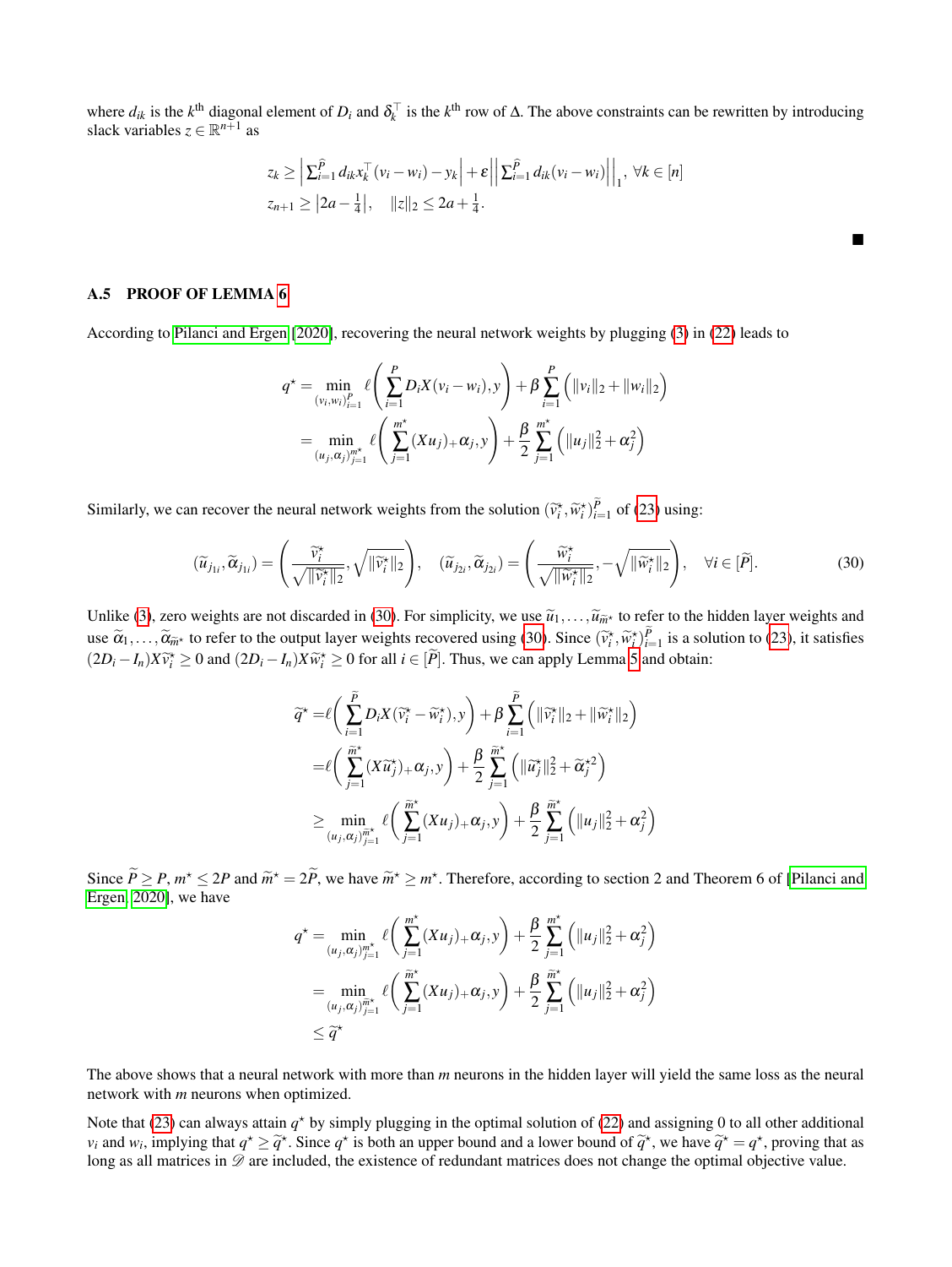where $d_{ik}$ is the $k^{\text{th}}$ diagonal element of $D_i$ and $\delta_k^\top$ is the $k^{\text{th}}$ row of $\Delta$. The above constraints can be rewritten by introducing slack variables $z \in \mathbb{R}^{n+1}$ as

$$
\begin{aligned}
& z_k \geq \left| \sum_{i=1}^{\widehat{P}} d_{ik} x_k^\top (v_i - w_i) - y_k \right| + \varepsilon \left| \left| \sum_{i=1}^{\widehat{P}} d_{ik}(v_i - w_i) \right| \right|_1, \ \forall k \in [n] \\
& z_{n+1} \geq \left| 2a - \tfrac{1}{4} \right|, \quad \|z\|_2 \leq 2a + \tfrac{1}{4}.
\end{aligned}
$$

■

### A.5 PROOF OF LEMMA 6

According to Pilanci and Ergen [2020], recovering the neural network weights by plugging (3) in (22) leads to

$$
\begin{aligned}
q^\star &= \min_{(v_i, w_i)_{i=1}^P} \ell\left( \sum_{i=1}^P D_i X(v_i - w_i), y \right) + \beta \sum_{i=1}^P \left( \|v_i\|_2 + \|w_i\|_2 \right) \\
&= \min_{(u_j, \alpha_j)_{j=1}^{m^\star}} \ell\left( \sum_{j=1}^{m^\star} (X u_j)_+ \alpha_j, y \right) + \frac{\beta}{2} \sum_{j=1}^{m^\star} \left( \|u_j\|_2^2 + \alpha_j^2 \right)
\end{aligned}
$$

Similarly, we can recover the neural network weights from the solution $(\widetilde{v}_i^\star, \widetilde{w}_i^\star)_{i=1}^{\widetilde{P}}$ of (23) using:

$$
(\widetilde{u}_{j_{1i}}, \widetilde{\alpha}_{j_{1i}}) = \left( \frac{\widetilde{v}_i^\star}{\sqrt{\|\widetilde{v}_i^\star\|_2}}, \sqrt{\|\widetilde{v}_i^\star\|_2} \right), \quad (\widetilde{u}_{j_{2i}}, \widetilde{\alpha}_{j_{2i}}) = \left( \frac{\widetilde{w}_i^\star}{\sqrt{\|\widetilde{w}_i^\star\|_2}}, -\sqrt{\|\widetilde{w}_i^\star\|_2} \right), \quad \forall i \in [\widetilde{P}]. \tag{30}
$$

Unlike (3), zero weights are not discarded in (30). For simplicity, we use $\widetilde{u}_1, \ldots, \widetilde{u}_{\widetilde{m}^\star}$ to refer to the hidden layer weights and use $\widetilde{\alpha}_1, \ldots, \widetilde{\alpha}_{\widetilde{m}^\star}$ to refer to the output layer weights recovered using (30). Since $(\widetilde{v}_i^\star, \widetilde{w}_i^\star)_{i=1}^{\widetilde{P}}$ is a solution to (23), it satisfies $(2D_i - I_n) X \widetilde{v}_i^\star \geq 0$ and $(2D_i - I_n) X \widetilde{w}_i^\star \geq 0$ for all $i \in [\widetilde{P}]$. Thus, we can apply Lemma 5 and obtain:

$$
\begin{aligned}
\widetilde{q}^\star &= \ell\bigg( \sum_{i=1}^{\widetilde{P}} D_i X(\widetilde{v}_i^\star - \widetilde{w}_i^\star), y \bigg) + \beta \sum_{i=1}^{\widetilde{P}} \left( \|\widetilde{v}_i^\star\|_2 + \|\widetilde{w}_i^\star\|_2 \right) \\
&= \ell\bigg( \sum_{j=1}^{\widetilde{m}^\star} (X \widetilde{u}_j^\star)_+ \alpha_j, y \bigg) + \frac{\beta}{2} \sum_{j=1}^{\widetilde{m}^\star} \left( \|\widetilde{u}_j^\star\|_2^2 + \widetilde{\alpha}_j^{\star 2} \right) \\
&\geq \min_{(u_j, \alpha_j)_{j=1}^{\widetilde{m}^\star}} \ell\bigg( \sum_{j=1}^{\widetilde{m}^\star} (X u_j)_+ \alpha_j, y \bigg) + \frac{\beta}{2} \sum_{j=1}^{\widetilde{m}^\star} \left( \|u_j\|_2^2 + \alpha_j^2 \right)
\end{aligned}
$$

Since $\widetilde{P} \geq P$, $m^\star \leq 2P$ and $\widetilde{m}^\star = 2\widetilde{P}$, we have $\widetilde{m}^\star \geq m^\star$. Therefore, according to section 2 and Theorem 6 of [Pilanci and Ergen, 2020], we have

$$
\begin{aligned}
q^\star &= \min_{(u_j, \alpha_j)_{j=1}^{m^\star}} \ell\bigg( \sum_{j=1}^{m^\star} (X u_j)_+ \alpha_j, y \bigg) + \frac{\beta}{2} \sum_{j=1}^{m^\star} \left( \|u_j\|_2^2 + \alpha_j^2 \right) \\
&= \min_{(u_j, \alpha_j)_{j=1}^{\widetilde{m}^\star}} \ell\bigg( \sum_{j=1}^{\widetilde{m}^\star} (X u_j)_+ \alpha_j, y \bigg) + \frac{\beta}{2} \sum_{j=1}^{\widetilde{m}^\star} \left( \|u_j\|_2^2 + \alpha_j^2 \right) \\
&\leq \widetilde{q}^\star
\end{aligned}
$$

The above shows that a neural network with more than $m$ neurons in the hidden layer will yield the same loss as the neural network with $m$ neurons when optimized.

Note that (23) can always attain $q^\star$ by simply plugging in the optimal solution of (22) and assigning 0 to all other additional $v_i$ and $w_i$, implying that $q^\star \geq \widetilde{q}^\star$. Since $q^\star$ is both an upper bound and a lower bound of $\widetilde{q}^\star$, we have $\widetilde{q}^\star = q^\star$, proving that as long as all matrices in $\mathscr{D}$ are included, the existence of redundant matrices does not change the optimal objective value.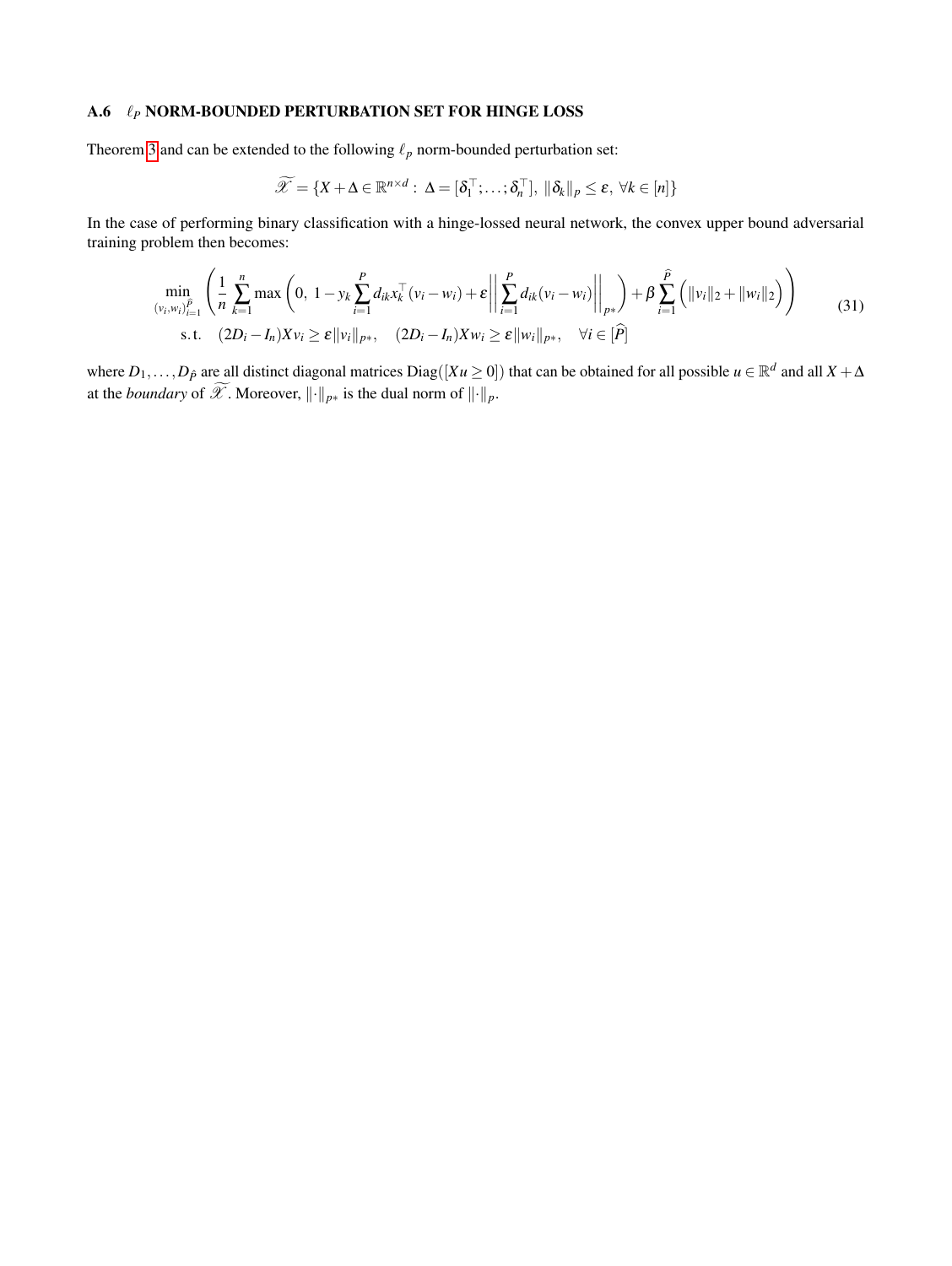### A.6 $\ell_P$ NORM-BOUNDED PERTURBATION SET FOR HINGE LOSS

Theorem 3 and can be extended to the following $\ell_p$ norm-bounded perturbation set:

$$\widetilde{\mathscr{X}} = \{X + \Delta \in \mathbb{R}^{n \times d} : \Delta = [\delta_1^\top; \ldots; \delta_n^\top], \ \|\delta_k\|_p \leq \varepsilon, \ \forall k \in [n]\}$$

In the case of performing binary classification with a hinge-lossed neural network, the convex upper bound adversarial training problem then becomes:

$$\begin{aligned}
\min_{(v_i, w_i)_{i=1}^{\widehat{P}}} \quad & \left( \frac{1}{n} \sum_{k=1}^{n} \max \left( 0, \ 1 - y_k \sum_{i=1}^{P} d_{ik} x_k^\top (v_i - w_i) + \varepsilon \left\| \sum_{i=1}^{P} d_{ik} (v_i - w_i) \right\|_{p*} \right) + \beta \sum_{i=1}^{\widehat{P}} \left( \|v_i\|_2 + \|w_i\|_2 \right) \right) \\
\text{s.t.} \quad & (2D_i - I_n) X v_i \geq \varepsilon \|v_i\|_{p*}, \quad (2D_i - I_n) X w_i \geq \varepsilon \|w_i\|_{p*}, \quad \forall i \in [\widehat{P}]
\end{aligned} \tag{31}$$

where $D_1, \ldots, D_{\hat{P}}$ are all distinct diagonal matrices $\text{Diag}([Xu \geq 0])$ that can be obtained for all possible $u \in \mathbb{R}^d$ and all $X + \Delta$ at the *boundary* of $\widetilde{\mathscr{X}}$. Moreover, $\|\cdot\|_{p*}$ is the dual norm of $\|\cdot\|_p$.